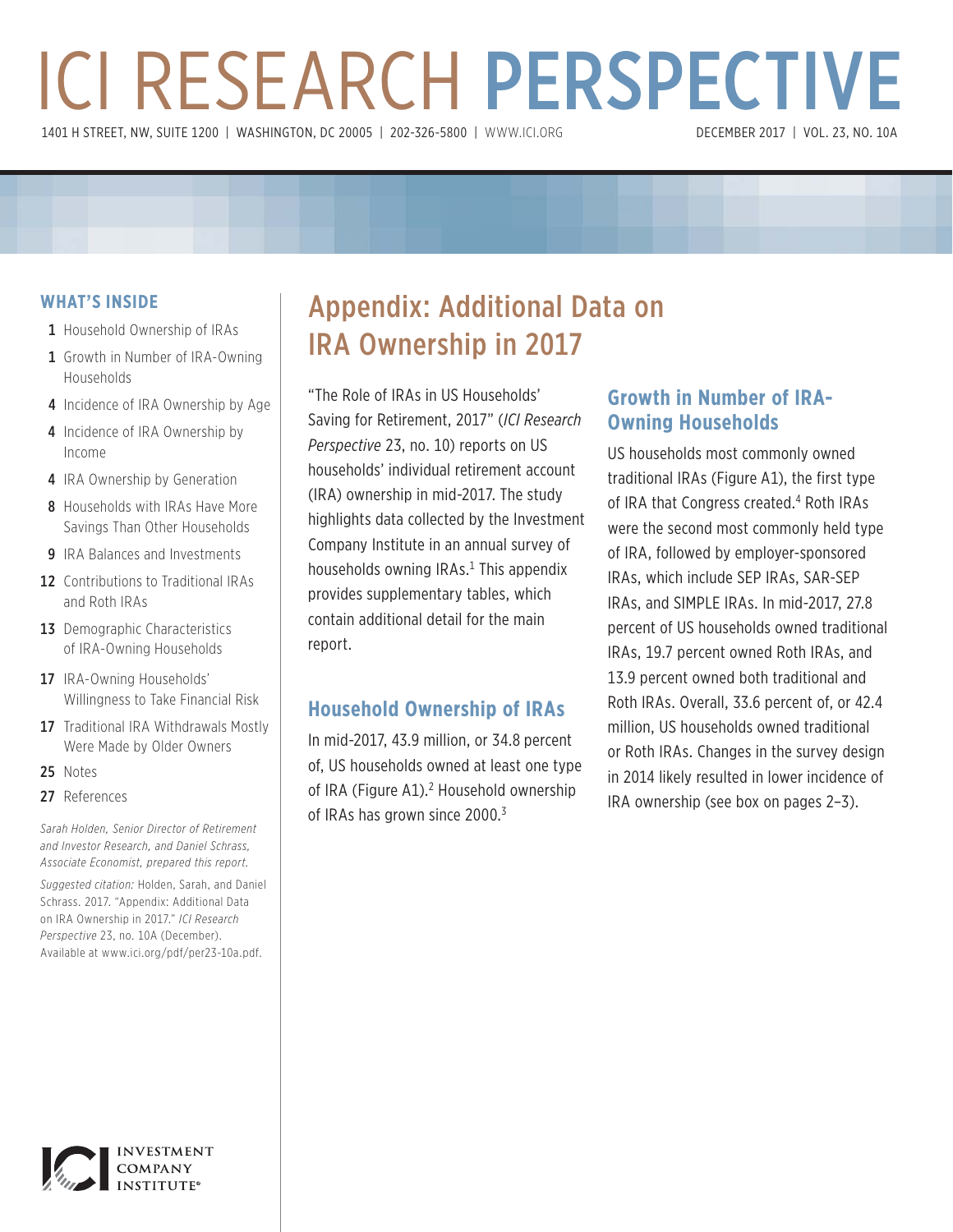# ICI RESEARCH PERSPECTIVE

1401 H STREET, NW, SUITE 1200 | WASHINGTON, DC 20005 | 202-326-5800 | WWW.ICI.ORG

DECEMBER 2017 | VOL. 23, NO. 10A

## WHAT'S INSIDE

- 1 Household Ownership of IRAs
- 1 Growth in Number of IRA-Owning Households
- 4 Incidence of IRA Ownership by Age
- 4 Incidence of IRA Ownership by Income
- 4 IRA Ownership by Generation
- 8 Households with IRAs Have More Savings Than Other Households
- 9 IRA Balances and Investments
- 12 Contributions to Traditional IRAs and Roth IRAs
- 13 Demographic Characteristics of IRA-Owning Households
- 17 IRA-Owning Households' Willingness to Take Financial Risk
- 17 Traditional IRA Withdrawals Mostly Were Made by Older Owners
- 25 Notes
- 27 References

*Sarah Holden, Senior Director of Retirement and Investor Research, and Daniel Schrass, Associate Economist, prepared this report.*

*Suggested citation:* Holden, Sarah, and Daniel Schrass. 2017. "Appendix: Additional Data on IRA Ownership in 2017." *ICI Research Perspective* 23, no. 10A (December). Available at www.ici.org/pdf/per23-10a.pdf.

# Appendix: Additional Data on IRA Ownership in 2017

"The Role of IRAs in US Households' Saving for Retirement, 2017" (*ICI Research Perspective* 23, no. 10) reports on US households' individual retirement account (IRA) ownership in mid-2017. The study highlights data collected by the Investment Company Institute in an annual survey of households owning IRAs.[1] This appendix provides supplementary tables, which contain additional detail for the main report.

## Household Ownership of IRAs

In mid-2017, 43.9 million, or 34.8 percent of, US households owned at least one type of IRA (Figure A1).[2] Household ownership of IRAs has grown since 2000.[3]

## Growth in Number of IRA-Owning Households

US households most commonly owned traditional IRAs (Figure A1), the first type of IRA that Congress created.[4] Roth IRAs were the second most commonly held type of IRA, followed by employer-sponsored IRAs, which include SEP IRAs, SAR-SEP IRAs, and SIMPLE IRAs. In mid-2017, 27.8 percent of US households owned traditional IRAs, 19.7 percent owned Roth IRAs, and 13.9 percent owned both traditional and Roth IRAs. Overall, 33.6 percent of, or 42.4 million, US households owned traditional or Roth IRAs. Changes in the survey design in 2014 likely resulted in lower incidence of IRA ownership (see box on pages 2–3).

INVESTMENT COMPANY INSTITUTE®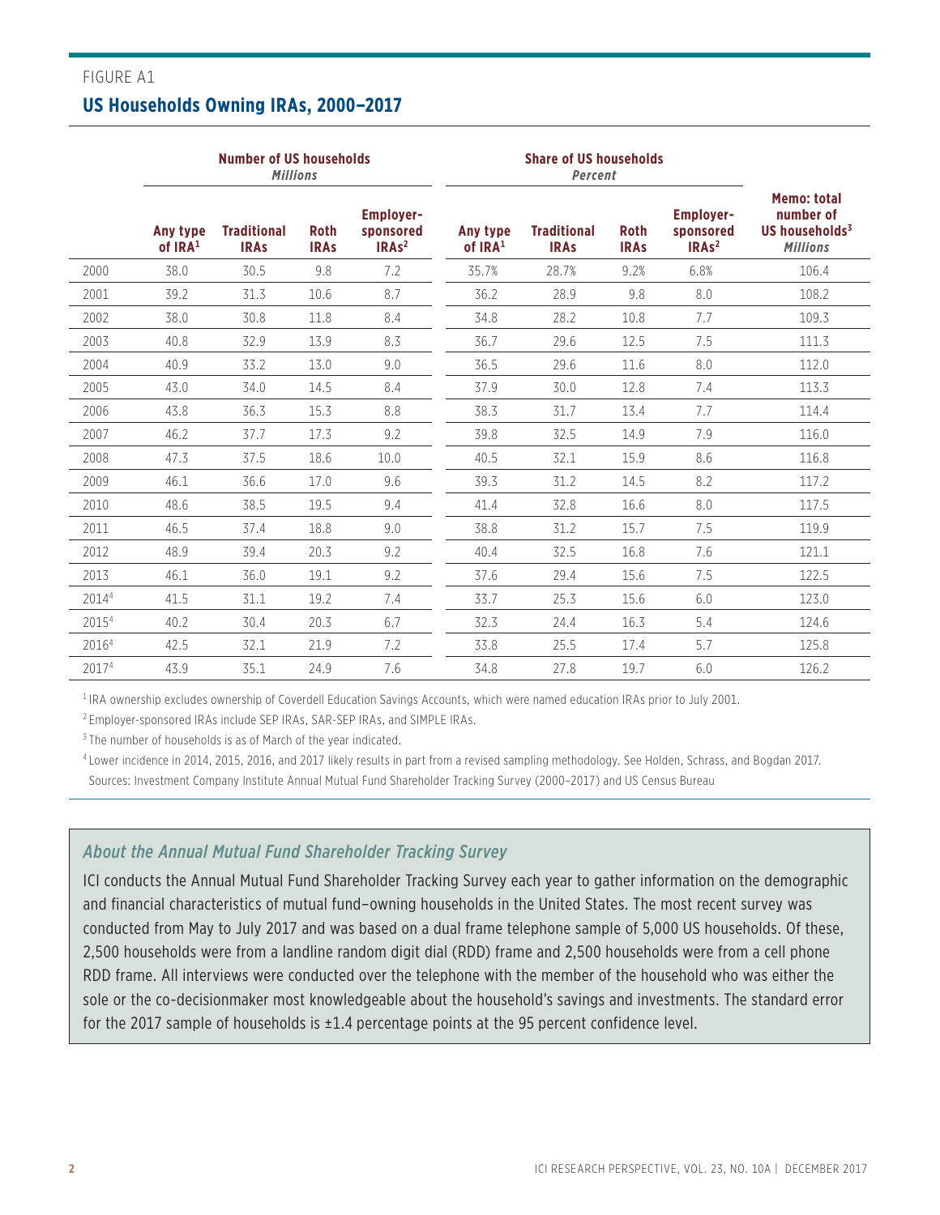FIGURE A1

## US Households Owning IRAs, 2000–2017

| | Number of US households *Millions* | | | | Share of US households *Percent* | | | | |
|---|---|---|---|---|---|---|---|---|---|
| | Any type of IRA[1] | Traditional IRAs | Roth IRAs | Employer-sponsored IRAs[2] | Any type of IRA[1] | Traditional IRAs | Roth IRAs | Employer-sponsored IRAs[2] | Memo: total number of US households[3] *Millions* |
| 2000 | 38.0 | 30.5 | 9.8 | 7.2 | 35.7% | 28.7% | 9.2% | 6.8% | 106.4 |
| 2001 | 39.2 | 31.3 | 10.6 | 8.7 | 36.2 | 28.9 | 9.8 | 8.0 | 108.2 |
| 2002 | 38.0 | 30.8 | 11.8 | 8.4 | 34.8 | 28.2 | 10.8 | 7.7 | 109.3 |
| 2003 | 40.8 | 32.9 | 13.9 | 8.3 | 36.7 | 29.6 | 12.5 | 7.5 | 111.3 |
| 2004 | 40.9 | 33.2 | 13.0 | 9.0 | 36.5 | 29.6 | 11.6 | 8.0 | 112.0 |
| 2005 | 43.0 | 34.0 | 14.5 | 8.4 | 37.9 | 30.0 | 12.8 | 7.4 | 113.3 |
| 2006 | 43.8 | 36.3 | 15.3 | 8.8 | 38.3 | 31.7 | 13.4 | 7.7 | 114.4 |
| 2007 | 46.2 | 37.7 | 17.3 | 9.2 | 39.8 | 32.5 | 14.9 | 7.9 | 116.0 |
| 2008 | 47.3 | 37.5 | 18.6 | 10.0 | 40.5 | 32.1 | 15.9 | 8.6 | 116.8 |
| 2009 | 46.1 | 36.6 | 17.0 | 9.6 | 39.3 | 31.2 | 14.5 | 8.2 | 117.2 |
| 2010 | 48.6 | 38.5 | 19.5 | 9.4 | 41.4 | 32.8 | 16.6 | 8.0 | 117.5 |
| 2011 | 46.5 | 37.4 | 18.8 | 9.0 | 38.8 | 31.2 | 15.7 | 7.5 | 119.9 |
| 2012 | 48.9 | 39.4 | 20.3 | 9.2 | 40.4 | 32.5 | 16.8 | 7.6 | 121.1 |
| 2013 | 46.1 | 36.0 | 19.1 | 9.2 | 37.6 | 29.4 | 15.6 | 7.5 | 122.5 |
| 2014[4] | 41.5 | 31.1 | 19.2 | 7.4 | 33.7 | 25.3 | 15.6 | 6.0 | 123.0 |
| 2015[4] | 40.2 | 30.4 | 20.3 | 6.7 | 32.3 | 24.4 | 16.3 | 5.4 | 124.6 |
| 2016[4] | 42.5 | 32.1 | 21.9 | 7.2 | 33.8 | 25.5 | 17.4 | 5.7 | 125.8 |
| 2017[4] | 43.9 | 35.1 | 24.9 | 7.6 | 34.8 | 27.8 | 19.7 | 6.0 | 126.2 |

[1] IRA ownership excludes ownership of Coverdell Education Savings Accounts, which were named education IRAs prior to July 2001.

[2] Employer-sponsored IRAs include SEP IRAs, SAR-SEP IRAs, and SIMPLE IRAs.

[3] The number of households is as of March of the year indicated.

[4] Lower incidence in 2014, 2015, 2016, and 2017 likely results in part from a revised sampling methodology. See Holden, Schrass, and Bogdan 2017.

Sources: Investment Company Institute Annual Mutual Fund Shareholder Tracking Survey (2000–2017) and US Census Bureau

### *About the Annual Mutual Fund Shareholder Tracking Survey*

ICI conducts the Annual Mutual Fund Shareholder Tracking Survey each year to gather information on the demographic and financial characteristics of mutual fund–owning households in the United States. The most recent survey was conducted from May to July 2017 and was based on a dual frame telephone sample of 5,000 US households. Of these, 2,500 households were from a landline random digit dial (RDD) frame and 2,500 households were from a cell phone RDD frame. All interviews were conducted over the telephone with the member of the household who was either the sole or the co-decisionmaker most knowledgeable about the household's savings and investments. The standard error for the 2017 sample of households is ±1.4 percentage points at the 95 percent confidence level.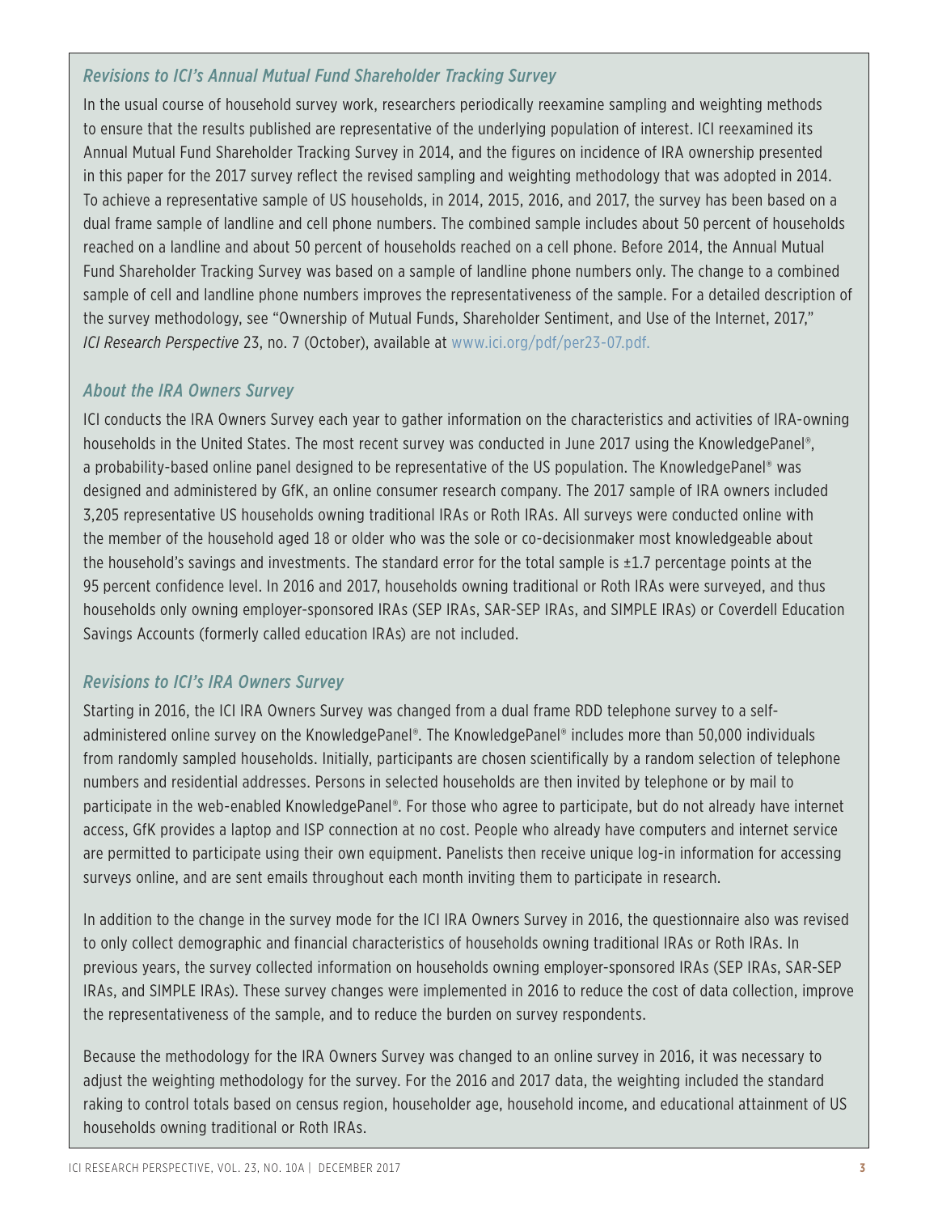### *Revisions to ICI's Annual Mutual Fund Shareholder Tracking Survey*

In the usual course of household survey work, researchers periodically reexamine sampling and weighting methods to ensure that the results published are representative of the underlying population of interest. ICI reexamined its Annual Mutual Fund Shareholder Tracking Survey in 2014, and the figures on incidence of IRA ownership presented in this paper for the 2017 survey reflect the revised sampling and weighting methodology that was adopted in 2014. To achieve a representative sample of US households, in 2014, 2015, 2016, and 2017, the survey has been based on a dual frame sample of landline and cell phone numbers. The combined sample includes about 50 percent of households reached on a landline and about 50 percent of households reached on a cell phone. Before 2014, the Annual Mutual Fund Shareholder Tracking Survey was based on a sample of landline phone numbers only. The change to a combined sample of cell and landline phone numbers improves the representativeness of the sample. For a detailed description of the survey methodology, see "Ownership of Mutual Funds, Shareholder Sentiment, and Use of the Internet, 2017," *ICI Research Perspective* 23, no. 7 (October), available at www.ici.org/pdf/per23-07.pdf.

### *About the IRA Owners Survey*

ICI conducts the IRA Owners Survey each year to gather information on the characteristics and activities of IRA-owning households in the United States. The most recent survey was conducted in June 2017 using the KnowledgePanel®, a probability-based online panel designed to be representative of the US population. The KnowledgePanel® was designed and administered by GfK, an online consumer research company. The 2017 sample of IRA owners included 3,205 representative US households owning traditional IRAs or Roth IRAs. All surveys were conducted online with the member of the household aged 18 or older who was the sole or co-decisionmaker most knowledgeable about the household's savings and investments. The standard error for the total sample is ±1.7 percentage points at the 95 percent confidence level. In 2016 and 2017, households owning traditional or Roth IRAs were surveyed, and thus households only owning employer-sponsored IRAs (SEP IRAs, SAR-SEP IRAs, and SIMPLE IRAs) or Coverdell Education Savings Accounts (formerly called education IRAs) are not included.

### *Revisions to ICI's IRA Owners Survey*

Starting in 2016, the ICI IRA Owners Survey was changed from a dual frame RDD telephone survey to a self-administered online survey on the KnowledgePanel®. The KnowledgePanel® includes more than 50,000 individuals from randomly sampled households. Initially, participants are chosen scientifically by a random selection of telephone numbers and residential addresses. Persons in selected households are then invited by telephone or by mail to participate in the web-enabled KnowledgePanel®. For those who agree to participate, but do not already have internet access, GfK provides a laptop and ISP connection at no cost. People who already have computers and internet service are permitted to participate using their own equipment. Panelists then receive unique log-in information for accessing surveys online, and are sent emails throughout each month inviting them to participate in research.

In addition to the change in the survey mode for the ICI IRA Owners Survey in 2016, the questionnaire also was revised to only collect demographic and financial characteristics of households owning traditional IRAs or Roth IRAs. In previous years, the survey collected information on households owning employer-sponsored IRAs (SEP IRAs, SAR-SEP IRAs, and SIMPLE IRAs). These survey changes were implemented in 2016 to reduce the cost of data collection, improve the representativeness of the sample, and to reduce the burden on survey respondents.

Because the methodology for the IRA Owners Survey was changed to an online survey in 2016, it was necessary to adjust the weighting methodology for the survey. For the 2016 and 2017 data, the weighting included the standard raking to control totals based on census region, householder age, household income, and educational attainment of US households owning traditional or Roth IRAs.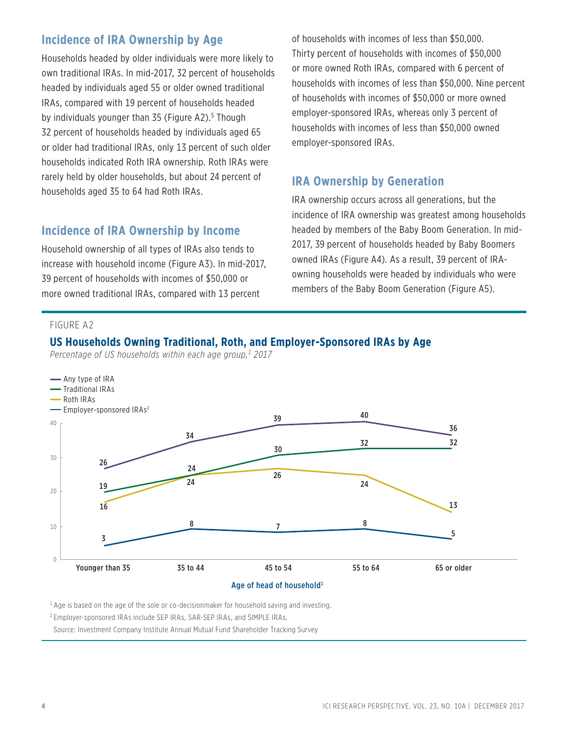## Incidence of IRA Ownership by Age

Households headed by older individuals were more likely to own traditional IRAs. In mid-2017, 32 percent of households headed by individuals aged 55 or older owned traditional IRAs, compared with 19 percent of households headed by individuals younger than 35 (Figure A2).[5] Though 32 percent of households headed by individuals aged 65 or older had traditional IRAs, only 13 percent of such older households indicated Roth IRA ownership. Roth IRAs were rarely held by older households, but about 24 percent of households aged 35 to 64 had Roth IRAs.

## Incidence of IRA Ownership by Income

Household ownership of all types of IRAs also tends to increase with household income (Figure A3). In mid-2017, 39 percent of households with incomes of $50,000 or more owned traditional IRAs, compared with 13 percent of households with incomes of less than $50,000. Thirty percent of households with incomes of $50,000 or more owned Roth IRAs, compared with 6 percent of households with incomes of less than $50,000. Nine percent of households with incomes of $50,000 or more owned employer-sponsored IRAs, whereas only 3 percent of households with incomes of less than $50,000 owned employer-sponsored IRAs.

## IRA Ownership by Generation

IRA ownership occurs across all generations, but the incidence of IRA ownership was greatest among households headed by members of the Baby Boom Generation. In mid-2017, 39 percent of households headed by Baby Boomers owned IRAs (Figure A4). As a result, 39 percent of IRA-owning households were headed by individuals who were members of the Baby Boom Generation (Figure A5).

FIGURE A2

**US Households Owning Traditional, Roth, and Employer-Sponsored IRAs by Age**

*Percentage of US households within each age group,[1] 2017*

| Age of head of household[1] | Any type of IRA | Traditional IRAs | Roth IRAs | Employer-sponsored IRAs[2] |
|---|---|---|---|---|
| Younger than 35 | 26 | 19 | 16 | 3 |
| 35 to 44 | 34 | 24 | 24 | 8 |
| 45 to 54 | 39 | 30 | 26 | 7 |
| 55 to 64 | 40 | 32 | 24 | 8 |
| 65 or older | 36 | 32 | 13 | 5 |

[1] Age is based on the age of the sole or co-decisionmaker for household saving and investing.

[2] Employer-sponsored IRAs include SEP IRAs, SAR-SEP IRAs, and SIMPLE IRAs.

Source: Investment Company Institute Annual Mutual Fund Shareholder Tracking Survey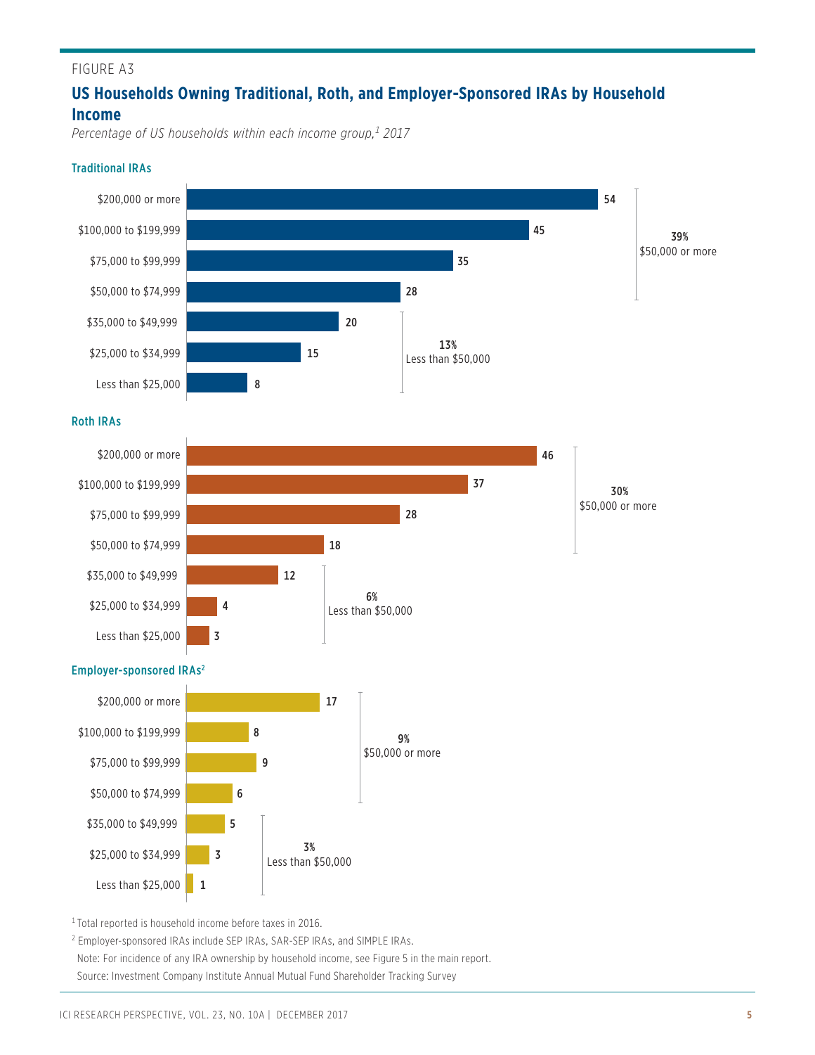FIGURE A3

## US Households Owning Traditional, Roth, and Employer-Sponsored IRAs by Household Income

*Percentage of US households within each income group,[1] 2017*

### Traditional IRAs

| Household income | Percentage |
| --- | --- |
| $200,000 or more | 54 |
| $100,000 to $199,999 | 45 |
| $75,000 to $99,999 | 35 |
| $50,000 to $74,999 | 28 |
| $35,000 to $49,999 | 20 |
| $25,000 to $34,999 | 15 |
| Less than $25,000 | 8 |

**39%** $50,000 or more

**13%** Less than $50,000

### Roth IRAs

| Household income | Percentage |
| --- | --- |
| $200,000 or more | 46 |
| $100,000 to $199,999 | 37 |
| $75,000 to $99,999 | 28 |
| $50,000 to $74,999 | 18 |
| $35,000 to $49,999 | 12 |
| $25,000 to $34,999 | 4 |
| Less than $25,000 | 3 |

**30%** $50,000 or more

**6%** Less than $50,000

### Employer-sponsored IRAs[2]

| Household income | Percentage |
| --- | --- |
| $200,000 or more | 17 |
| $100,000 to $199,999 | 8 |
| $75,000 to $99,999 | 9 |
| $50,000 to $74,999 | 6 |
| $35,000 to $49,999 | 5 |
| $25,000 to $34,999 | 3 |
| Less than $25,000 | 1 |

**9%** $50,000 or more

**3%** Less than $50,000

[1] Total reported is household income before taxes in 2016.

[2] Employer-sponsored IRAs include SEP IRAs, SAR-SEP IRAs, and SIMPLE IRAs.

Note: For incidence of any IRA ownership by household income, see Figure 5 in the main report.

Source: Investment Company Institute Annual Mutual Fund Shareholder Tracking Survey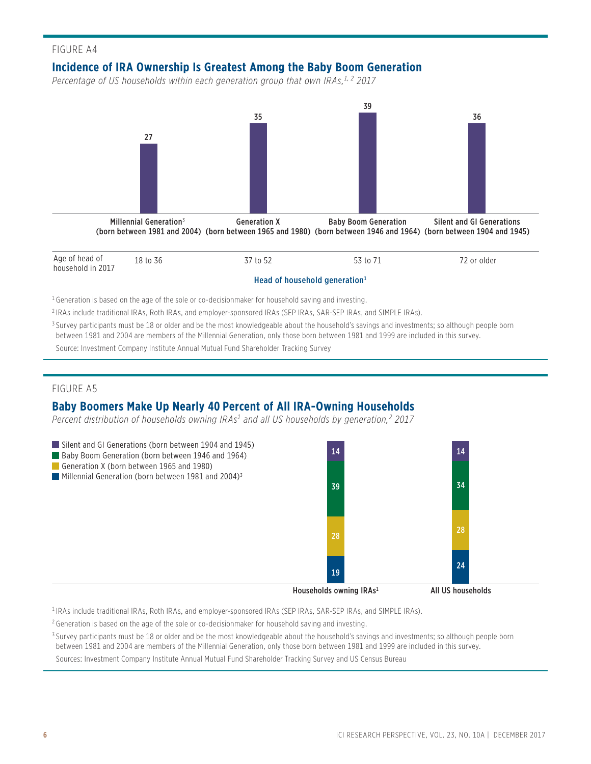FIGURE A4

## Incidence of IRA Ownership Is Greatest Among the Baby Boom Generation

*Percentage of US households within each generation group that own IRAs,[1, 2] 2017*

| Head of household generation[1] | Millennial Generation[3] (born between 1981 and 2004) | Generation X (born between 1965 and 1980) | Baby Boom Generation (born between 1946 and 1964) | Silent and GI Generations (born between 1904 and 1945) |
|---|---|---|---|---|
| Percentage owning IRAs | 27 | 35 | 39 | 36 |
| Age of head of household in 2017 | 18 to 36 | 37 to 52 | 53 to 71 | 72 or older |

[1] Generation is based on the age of the sole or co-decisionmaker for household saving and investing.

[2] IRAs include traditional IRAs, Roth IRAs, and employer-sponsored IRAs (SEP IRAs, SAR-SEP IRAs, and SIMPLE IRAs).

[3] Survey participants must be 18 or older and be the most knowledgeable about the household's savings and investments; so although people born between 1981 and 2004 are members of the Millennial Generation, only those born between 1981 and 1999 are included in this survey.

Source: Investment Company Institute Annual Mutual Fund Shareholder Tracking Survey

FIGURE A5

## Baby Boomers Make Up Nearly 40 Percent of All IRA-Owning Households

*Percent distribution of households owning IRAs[1] and all US households by generation,[2] 2017*

| Generation | Households owning IRAs[1] | All US households |
|---|---|---|
| Silent and GI Generations (born between 1904 and 1945) | 14 | 14 |
| Baby Boom Generation (born between 1946 and 1964) | 39 | 34 |
| Generation X (born between 1965 and 1980) | 28 | 28 |
| Millennial Generation (born between 1981 and 2004)[3] | 19 | 24 |

[1] IRAs include traditional IRAs, Roth IRAs, and employer-sponsored IRAs (SEP IRAs, SAR-SEP IRAs, and SIMPLE IRAs).

[2] Generation is based on the age of the sole or co-decisionmaker for household saving and investing.

[3] Survey participants must be 18 or older and be the most knowledgeable about the household's savings and investments; so although people born between 1981 and 2004 are members of the Millennial Generation, only those born between 1981 and 1999 are included in this survey.

Sources: Investment Company Institute Annual Mutual Fund Shareholder Tracking Survey and US Census Bureau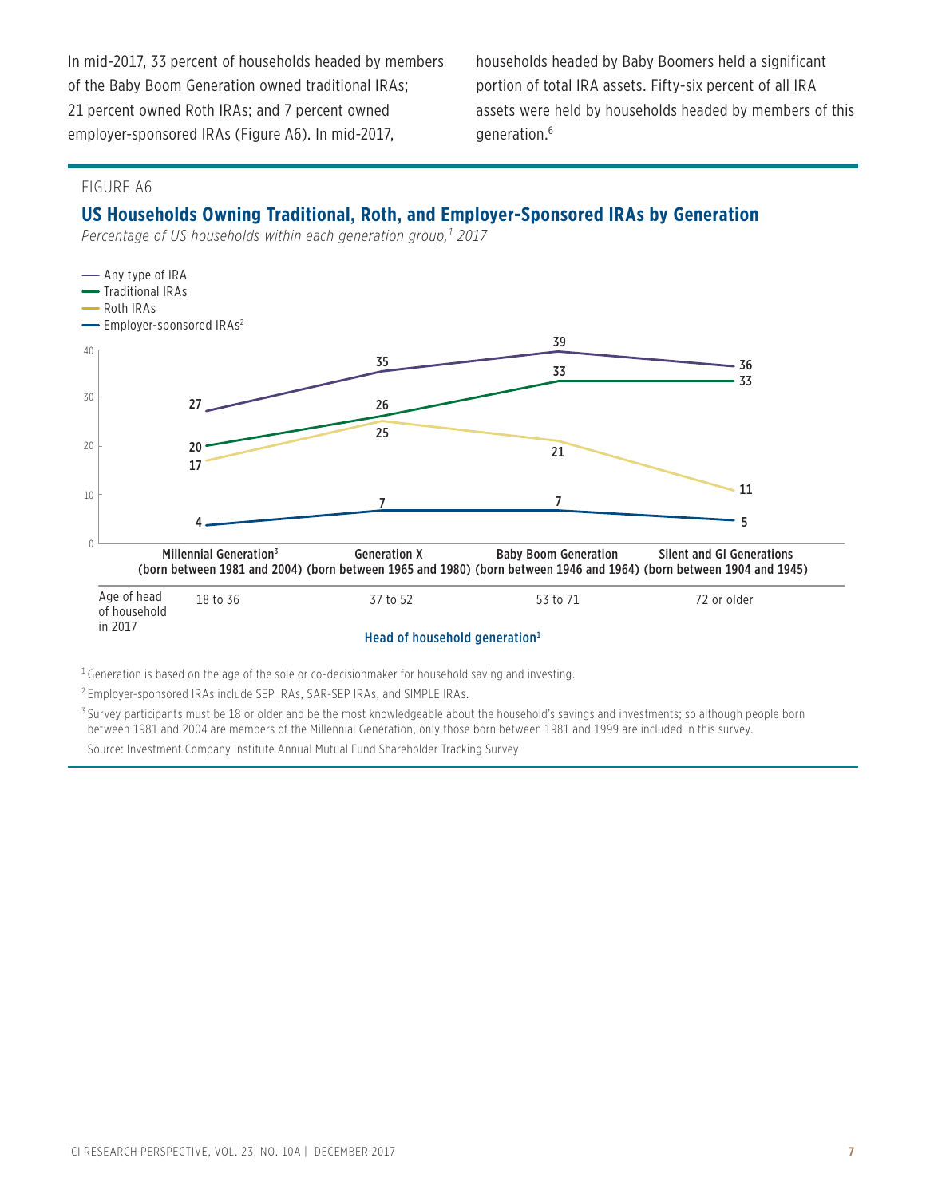In mid-2017, 33 percent of households headed by members of the Baby Boom Generation owned traditional IRAs; 21 percent owned Roth IRAs; and 7 percent owned employer-sponsored IRAs (Figure A6). In mid-2017, households headed by Baby Boomers held a significant portion of total IRA assets. Fifty-six percent of all IRA assets were held by households headed by members of this generation.[6]

FIGURE A6

## US Households Owning Traditional, Roth, and Employer-Sponsored IRAs by Generation

*Percentage of US households within each generation group,[1] 2017*

| Head of household generation[1] | Millennial Generation[3] (born between 1981 and 2004) | Generation X (born between 1965 and 1980) | Baby Boom Generation (born between 1946 and 1964) | Silent and GI Generations (born between 1904 and 1945) |
|---|---|---|---|---|
| Age of head of household in 2017 | 18 to 36 | 37 to 52 | 53 to 71 | 72 or older |
| Any type of IRA | 27 | 35 | 39 | 36 |
| Traditional IRAs | 20 | 26 | 33 | 33 |
| Roth IRAs | 17 | 25 | 21 | 11 |
| Employer-sponsored IRAs[2] | 4 | 7 | 7 | 5 |

[1] Generation is based on the age of the sole or co-decisionmaker for household saving and investing.

[2] Employer-sponsored IRAs include SEP IRAs, SAR-SEP IRAs, and SIMPLE IRAs.

[3] Survey participants must be 18 or older and be the most knowledgeable about the household's savings and investments; so although people born between 1981 and 2004 are members of the Millennial Generation, only those born between 1981 and 1999 are included in this survey.

Source: Investment Company Institute Annual Mutual Fund Shareholder Tracking Survey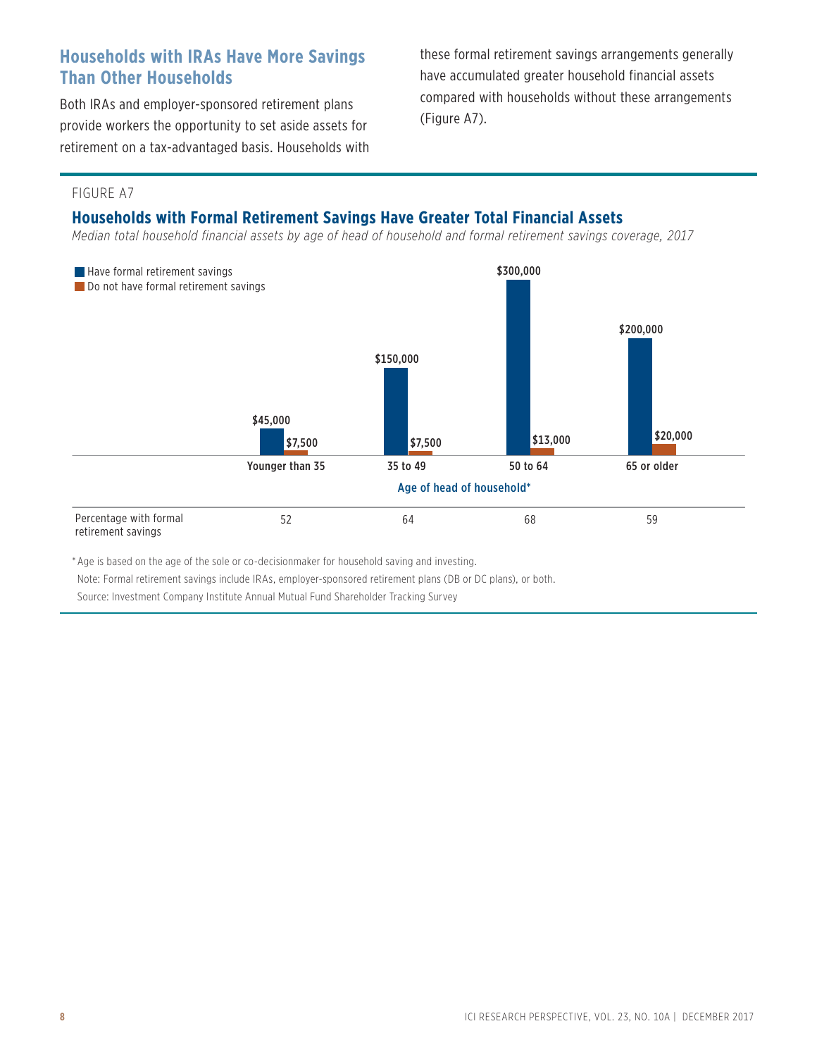## Households with IRAs Have More Savings Than Other Households

Both IRAs and employer-sponsored retirement plans provide workers the opportunity to set aside assets for retirement on a tax-advantaged basis. Households with these formal retirement savings arrangements generally have accumulated greater household financial assets compared with households without these arrangements (Figure A7).

FIGURE A7

### Households with Formal Retirement Savings Have Greater Total Financial Assets

*Median total household financial assets by age of head of household and formal retirement savings coverage, 2017*

| Age of head of household* | Younger than 35 | 35 to 49 | 50 to 64 | 65 or older |
|---|---|---|---|---|
| Have formal retirement savings | $45,000 | $150,000 | $300,000 | $200,000 |
| Do not have formal retirement savings | $7,500 | $7,500 | $13,000 | $20,000 |
| Percentage with formal retirement savings | 52 | 64 | 68 | 59 |

* Age is based on the age of the sole or co-decisionmaker for household saving and investing.

Note: Formal retirement savings include IRAs, employer-sponsored retirement plans (DB or DC plans), or both.

Source: Investment Company Institute Annual Mutual Fund Shareholder Tracking Survey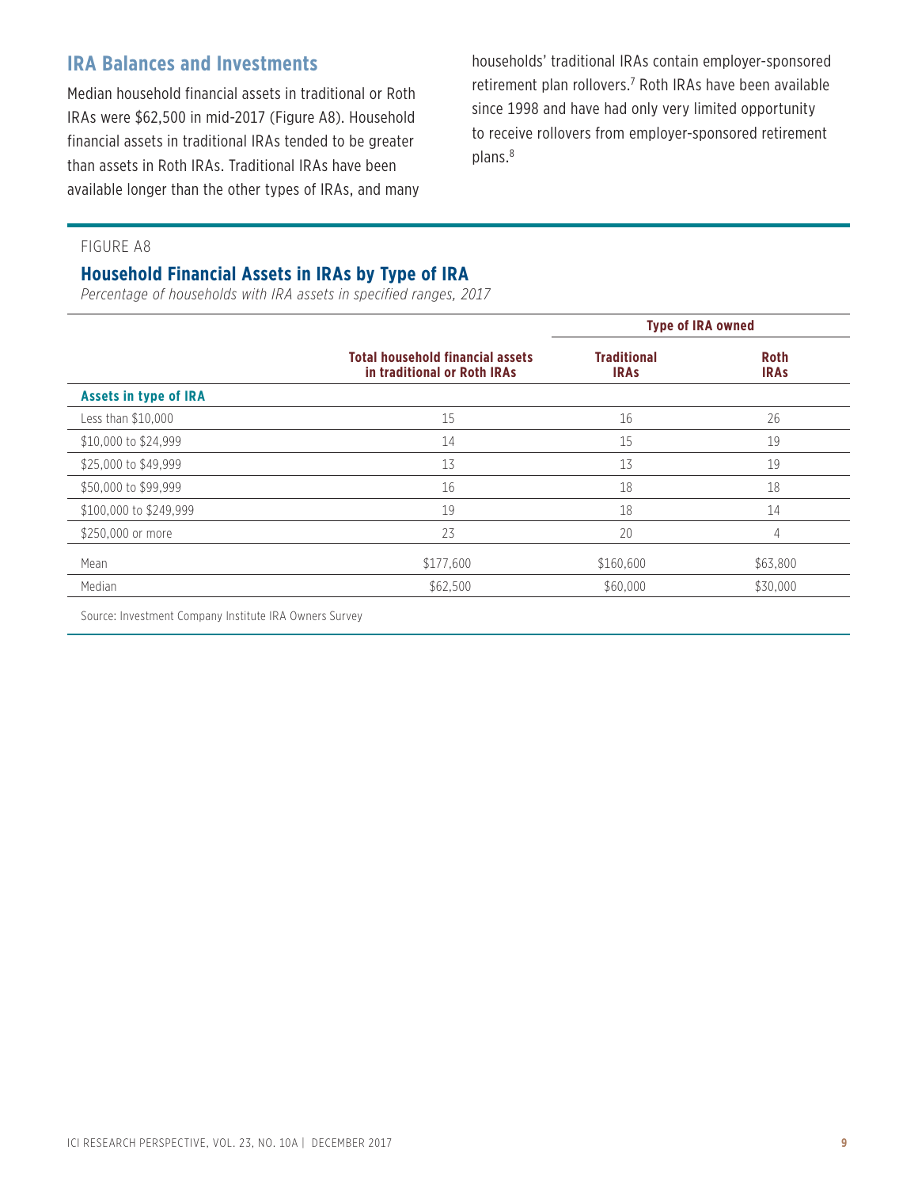## IRA Balances and Investments

Median household financial assets in traditional or Roth IRAs were $62,500 in mid-2017 (Figure A8). Household financial assets in traditional IRAs tended to be greater than assets in Roth IRAs. Traditional IRAs have been available longer than the other types of IRAs, and many households' traditional IRAs contain employer-sponsored retirement plan rollovers.[7] Roth IRAs have been available since 1998 and have had only very limited opportunity to receive rollovers from employer-sponsored retirement plans.[8]

FIGURE A8

### Household Financial Assets in IRAs by Type of IRA

*Percentage of households with IRA assets in specified ranges, 2017*

| | | Type of IRA owned | |
|---|---|---|---|
| | **Total household financial assets in traditional or Roth IRAs** | **Traditional IRAs** | **Roth IRAs** |
| **Assets in type of IRA** | | | |
| Less than $10,000 | 15 | 16 | 26 |
| $10,000 to $24,999 | 14 | 15 | 19 |
| $25,000 to $49,999 | 13 | 13 | 19 |
| $50,000 to $99,999 | 16 | 18 | 18 |
| $100,000 to $249,999 | 19 | 18 | 14 |
| $250,000 or more | 23 | 20 | 4 |
| Mean | $177,600 | $160,600 | $63,800 |
| Median | $62,500 | $60,000 | $30,000 |

Source: Investment Company Institute IRA Owners Survey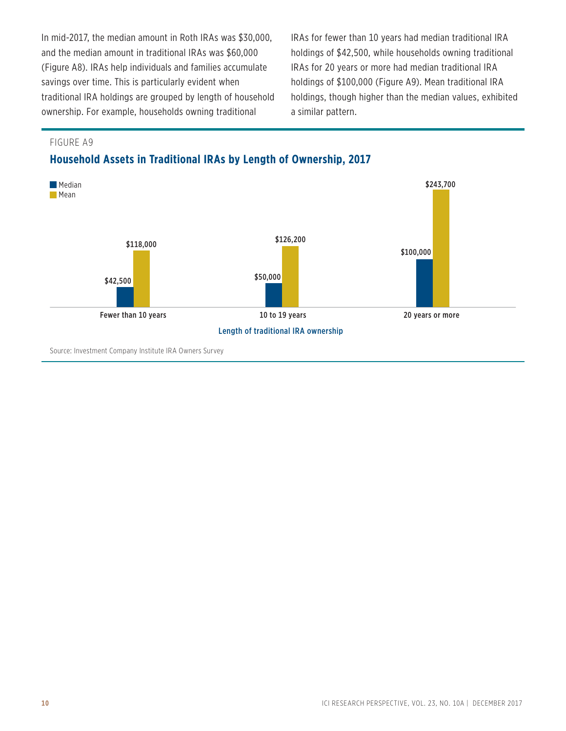In mid-2017, the median amount in Roth IRAs was $30,000, and the median amount in traditional IRAs was $60,000 (Figure A8). IRAs help individuals and families accumulate savings over time. This is particularly evident when traditional IRA holdings are grouped by length of household ownership. For example, households owning traditional IRAs for fewer than 10 years had median traditional IRA holdings of $42,500, while households owning traditional IRAs for 20 years or more had median traditional IRA holdings of $100,000 (Figure A9). Mean traditional IRA holdings, though higher than the median values, exhibited a similar pattern.

FIGURE A9

## Household Assets in Traditional IRAs by Length of Ownership, 2017

| Length of traditional IRA ownership | Median | Mean |
|---|---|---|
| Fewer than 10 years | $42,500 | $118,000 |
| 10 to 19 years | $50,000 | $126,200 |
| 20 years or more | $100,000 | $243,700 |

Source: Investment Company Institute IRA Owners Survey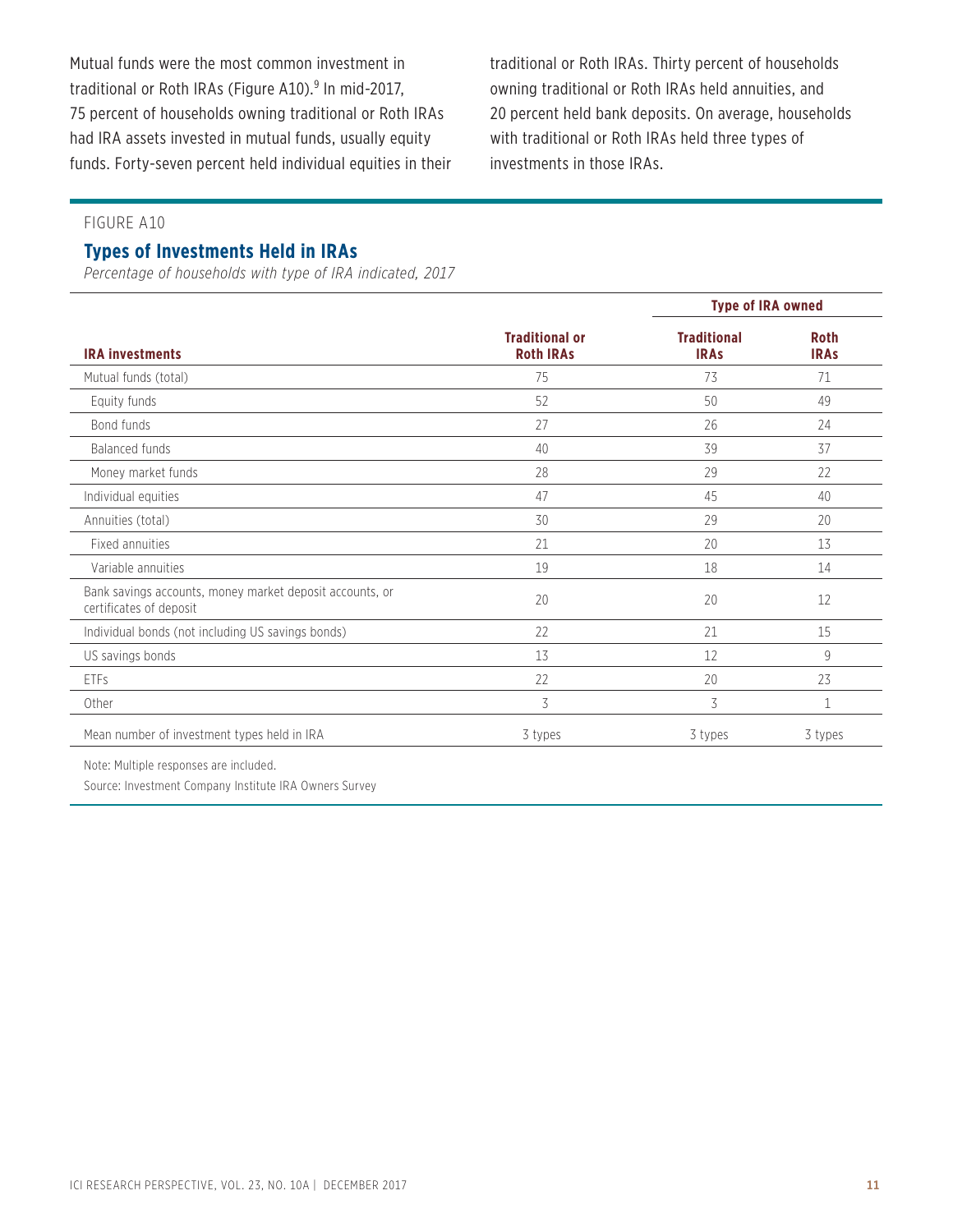Mutual funds were the most common investment in traditional or Roth IRAs (Figure A10).[9] In mid-2017, 75 percent of households owning traditional or Roth IRAs had IRA assets invested in mutual funds, usually equity funds. Forty-seven percent held individual equities in their traditional or Roth IRAs. Thirty percent of households owning traditional or Roth IRAs held annuities, and 20 percent held bank deposits. On average, households with traditional or Roth IRAs held three types of investments in those IRAs.

FIGURE A10

### Types of Investments Held in IRAs

*Percentage of households with type of IRA indicated, 2017*

| | | Type of IRA owned | |
|---|---|---|---|
| **IRA investments** | **Traditional or Roth IRAs** | **Traditional IRAs** | **Roth IRAs** |
| Mutual funds (total) | 75 | 73 | 71 |
| Equity funds | 52 | 50 | 49 |
| Bond funds | 27 | 26 | 24 |
| Balanced funds | 40 | 39 | 37 |
| Money market funds | 28 | 29 | 22 |
| Individual equities | 47 | 45 | 40 |
| Annuities (total) | 30 | 29 | 20 |
| Fixed annuities | 21 | 20 | 13 |
| Variable annuities | 19 | 18 | 14 |
| Bank savings accounts, money market deposit accounts, or certificates of deposit | 20 | 20 | 12 |
| Individual bonds (not including US savings bonds) | 22 | 21 | 15 |
| US savings bonds | 13 | 12 | 9 |
| ETFs | 22 | 20 | 23 |
| Other | 3 | 3 | 1 |
| Mean number of investment types held in IRA | 3 types | 3 types | 3 types |

Note: Multiple responses are included.

Source: Investment Company Institute IRA Owners Survey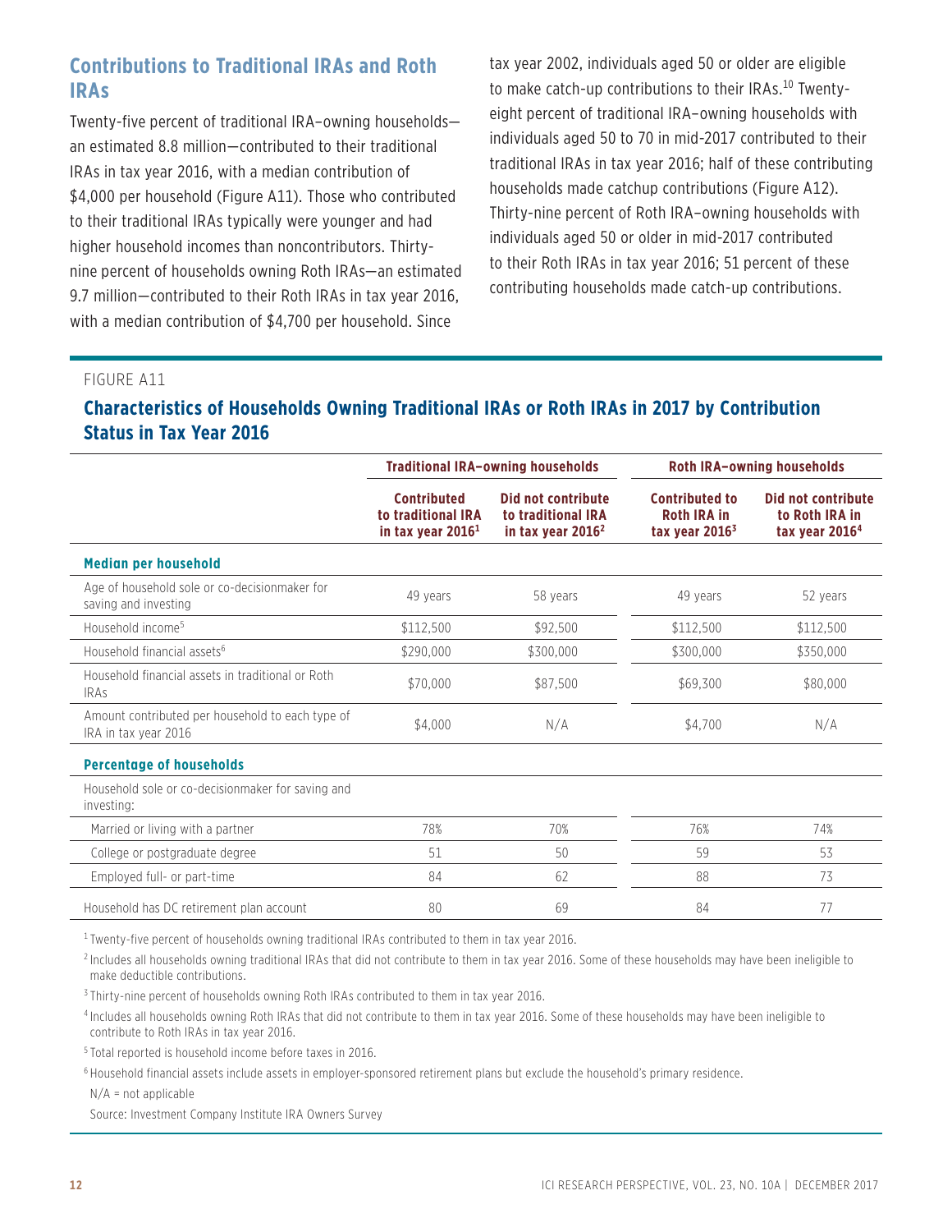## Contributions to Traditional IRAs and Roth IRAs

Twenty-five percent of traditional IRA–owning households—an estimated 8.8 million—contributed to their traditional IRAs in tax year 2016, with a median contribution of $4,000 per household (Figure A11). Those who contributed to their traditional IRAs typically were younger and had higher household incomes than noncontributors. Thirty-nine percent of households owning Roth IRAs—an estimated 9.7 million—contributed to their Roth IRAs in tax year 2016, with a median contribution of $4,700 per household. Since tax year 2002, individuals aged 50 or older are eligible to make catch-up contributions to their IRAs.[10] Twenty-eight percent of traditional IRA–owning households with individuals aged 50 to 70 in mid-2017 contributed to their traditional IRAs in tax year 2016; half of these contributing households made catchup contributions (Figure A12). Thirty-nine percent of Roth IRA–owning households with individuals aged 50 or older in mid-2017 contributed to their Roth IRAs in tax year 2016; 51 percent of these contributing households made catch-up contributions.

FIGURE A11

### Characteristics of Households Owning Traditional IRAs or Roth IRAs in 2017 by Contribution Status in Tax Year 2016

| | Traditional IRA–owning households | | Roth IRA–owning households | |
|---|---|---|---|---|
| | Contributed to traditional IRA in tax year 2016[1] | Did not contribute to traditional IRA in tax year 2016[2] | Contributed to Roth IRA in tax year 2016[3] | Did not contribute to Roth IRA in tax year 2016[4] |
| **Median per household** | | | | |
| Age of household sole or co-decisionmaker for saving and investing | 49 years | 58 years | 49 years | 52 years |
| Household income[5] | $112,500 | $92,500 | $112,500 | $112,500 |
| Household financial assets[6] | $290,000 | $300,000 | $300,000 | $350,000 |
| Household financial assets in traditional or Roth IRAs | $70,000 | $87,500 | $69,300 | $80,000 |
| Amount contributed per household to each type of IRA in tax year 2016 | $4,000 | N/A | $4,700 | N/A |
| **Percentage of households** | | | | |
| Household sole or co-decisionmaker for saving and investing: | | | | |
| Married or living with a partner | 78% | 70% | 76% | 74% |
| College or postgraduate degree | 51 | 50 | 59 | 53 |
| Employed full- or part-time | 84 | 62 | 88 | 73 |
| Household has DC retirement plan account | 80 | 69 | 84 | 77 |

[1] Twenty-five percent of households owning traditional IRAs contributed to them in tax year 2016.

[2] Includes all households owning traditional IRAs that did not contribute to them in tax year 2016. Some of these households may have been ineligible to make deductible contributions.

[3] Thirty-nine percent of households owning Roth IRAs contributed to them in tax year 2016.

[4] Includes all households owning Roth IRAs that did not contribute to them in tax year 2016. Some of these households may have been ineligible to contribute to Roth IRAs in tax year 2016.

[5] Total reported is household income before taxes in 2016.

[6] Household financial assets include assets in employer-sponsored retirement plans but exclude the household's primary residence.

N/A = not applicable

Source: Investment Company Institute IRA Owners Survey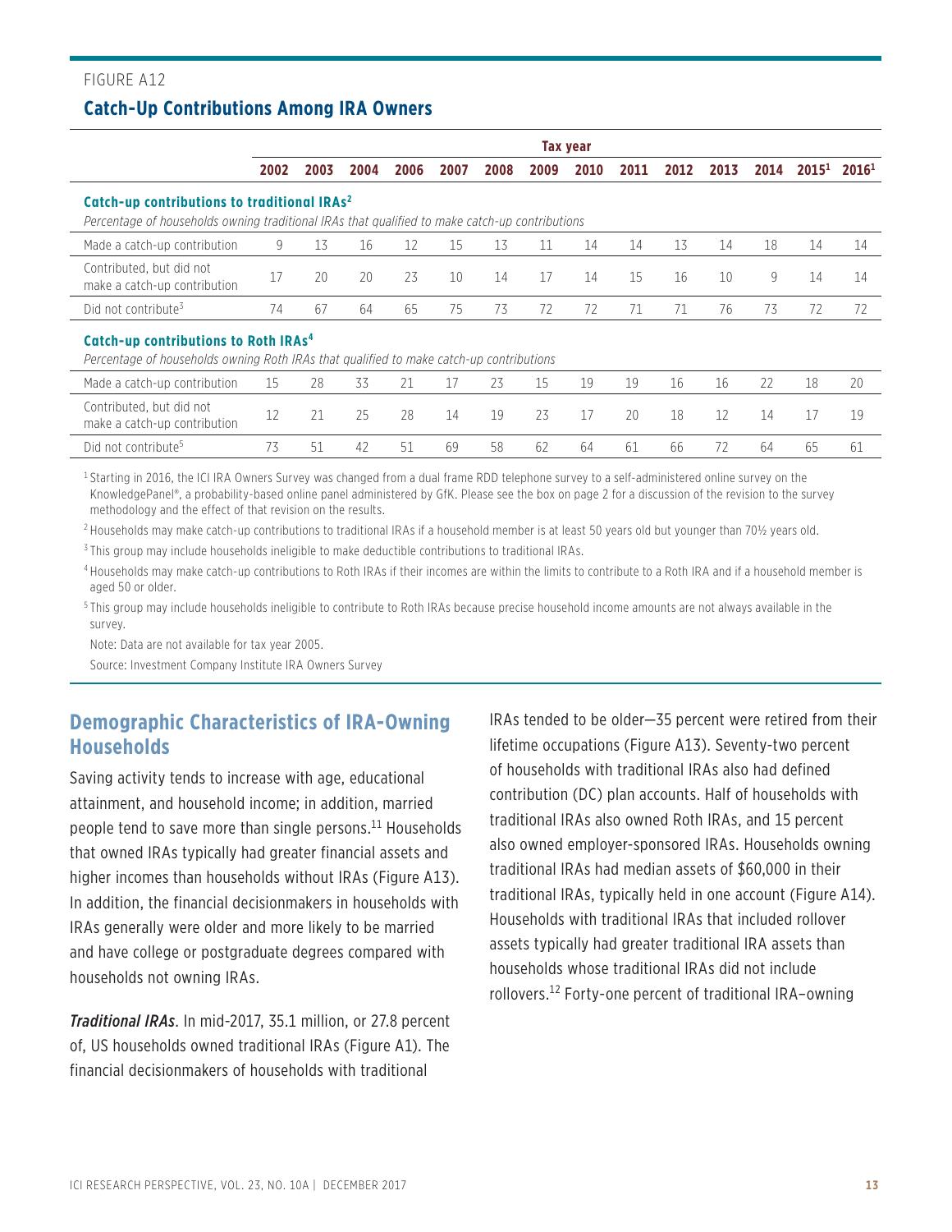FIGURE A12

**Catch-Up Contributions Among IRA Owners**

| | Tax year | | | | | | | | | | | | | |
|---|---|---|---|---|---|---|---|---|---|---|---|---|---|---|
| | 2002 | 2003 | 2004 | 2006 | 2007 | 2008 | 2009 | 2010 | 2011 | 2012 | 2013 | 2014 | 2015[1] | 2016[1] |
| **Catch-up contributions to traditional IRAs[2]** *Percentage of households owning traditional IRAs that qualified to make catch-up contributions* | | | | | | | | | | | | | | |
| Made a catch-up contribution | 9 | 13 | 16 | 12 | 15 | 13 | 11 | 14 | 14 | 13 | 14 | 18 | 14 | 14 |
| Contributed, but did not make a catch-up contribution | 17 | 20 | 20 | 23 | 10 | 14 | 17 | 14 | 15 | 16 | 10 | 9 | 14 | 14 |
| Did not contribute[3] | 74 | 67 | 64 | 65 | 75 | 73 | 72 | 72 | 71 | 71 | 76 | 73 | 72 | 72 |
| **Catch-up contributions to Roth IRAs[4]** *Percentage of households owning Roth IRAs that qualified to make catch-up contributions* | | | | | | | | | | | | | | |
| Made a catch-up contribution | 15 | 28 | 33 | 21 | 17 | 23 | 15 | 19 | 19 | 16 | 16 | 22 | 18 | 20 |
| Contributed, but did not make a catch-up contribution | 12 | 21 | 25 | 28 | 14 | 19 | 23 | 17 | 20 | 18 | 12 | 14 | 17 | 19 |
| Did not contribute[5] | 73 | 51 | 42 | 51 | 69 | 58 | 62 | 64 | 61 | 66 | 72 | 64 | 65 | 61 |

[1] Starting in 2016, the ICI IRA Owners Survey was changed from a dual frame RDD telephone survey to a self-administered online survey on the KnowledgePanel®, a probability-based online panel administered by GfK. Please see the box on page 2 for a discussion of the revision to the survey methodology and the effect of that revision on the results.

[2] Households may make catch-up contributions to traditional IRAs if a household member is at least 50 years old but younger than 70½ years old.

[3] This group may include households ineligible to make deductible contributions to traditional IRAs.

[4] Households may make catch-up contributions to Roth IRAs if their incomes are within the limits to contribute to a Roth IRA and if a household member is aged 50 or older.

[5] This group may include households ineligible to contribute to Roth IRAs because precise household income amounts are not always available in the survey.

Note: Data are not available for tax year 2005.

Source: Investment Company Institute IRA Owners Survey

## Demographic Characteristics of IRA-Owning Households

Saving activity tends to increase with age, educational attainment, and household income; in addition, married people tend to save more than single persons.[11] Households that owned IRAs typically had greater financial assets and higher incomes than households without IRAs (Figure A13). In addition, the financial decisionmakers in households with IRAs generally were older and more likely to be married and have college or postgraduate degrees compared with households not owning IRAs.

***Traditional IRAs***. In mid-2017, 35.1 million, or 27.8 percent of, US households owned traditional IRAs (Figure A1). The financial decisionmakers of households with traditional IRAs tended to be older—35 percent were retired from their lifetime occupations (Figure A13). Seventy-two percent of households with traditional IRAs also had defined contribution (DC) plan accounts. Half of households with traditional IRAs also owned Roth IRAs, and 15 percent also owned employer-sponsored IRAs. Households owning traditional IRAs had median assets of $60,000 in their traditional IRAs, typically held in one account (Figure A14). Households with traditional IRAs that included rollover assets typically had greater traditional IRA assets than households whose traditional IRAs did not include rollovers.[12] Forty-one percent of traditional IRA–owning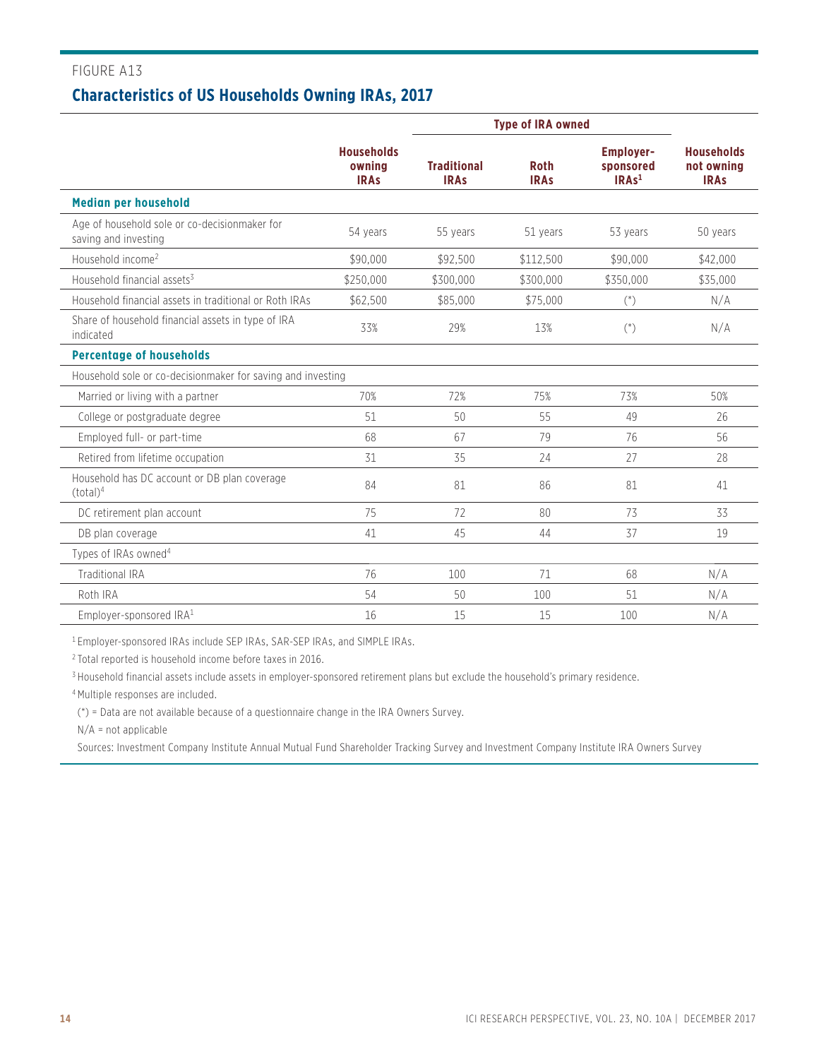FIGURE A13

## Characteristics of US Households Owning IRAs, 2017

| | Households owning IRAs | Type of IRA owned | | | Households not owning IRAs |
|---|---|---|---|---|---|
| | | Traditional IRAs | Roth IRAs | Employer-sponsored IRAs[1] | |
| **Median per household** | | | | | |
| Age of household sole or co-decisionmaker for saving and investing | 54 years | 55 years | 51 years | 53 years | 50 years |
| Household income[2] | $90,000 | $92,500 | $112,500 | $90,000 | $42,000 |
| Household financial assets[3] | $250,000 | $300,000 | $300,000 | $350,000 | $35,000 |
| Household financial assets in traditional or Roth IRAs | $62,500 | $85,000 | $75,000 | (*) | N/A |
| Share of household financial assets in type of IRA indicated | 33% | 29% | 13% | (*) | N/A |
| **Percentage of households** | | | | | |
| Household sole or co-decisionmaker for saving and investing | | | | | |
| Married or living with a partner | 70% | 72% | 75% | 73% | 50% |
| College or postgraduate degree | 51 | 50 | 55 | 49 | 26 |
| Employed full- or part-time | 68 | 67 | 79 | 76 | 56 |
| Retired from lifetime occupation | 31 | 35 | 24 | 27 | 28 |
| Household has DC account or DB plan coverage (total)[4] | 84 | 81 | 86 | 81 | 41 |
| DC retirement plan account | 75 | 72 | 80 | 73 | 33 |
| DB plan coverage | 41 | 45 | 44 | 37 | 19 |
| Types of IRAs owned[4] | | | | | |
| Traditional IRA | 76 | 100 | 71 | 68 | N/A |
| Roth IRA | 54 | 50 | 100 | 51 | N/A |
| Employer-sponsored IRA[1] | 16 | 15 | 15 | 100 | N/A |

[1] Employer-sponsored IRAs include SEP IRAs, SAR-SEP IRAs, and SIMPLE IRAs.

[2] Total reported is household income before taxes in 2016.

[3] Household financial assets include assets in employer-sponsored retirement plans but exclude the household's primary residence.

[4] Multiple responses are included.

(*) = Data are not available because of a questionnaire change in the IRA Owners Survey.

N/A = not applicable

Sources: Investment Company Institute Annual Mutual Fund Shareholder Tracking Survey and Investment Company Institute IRA Owners Survey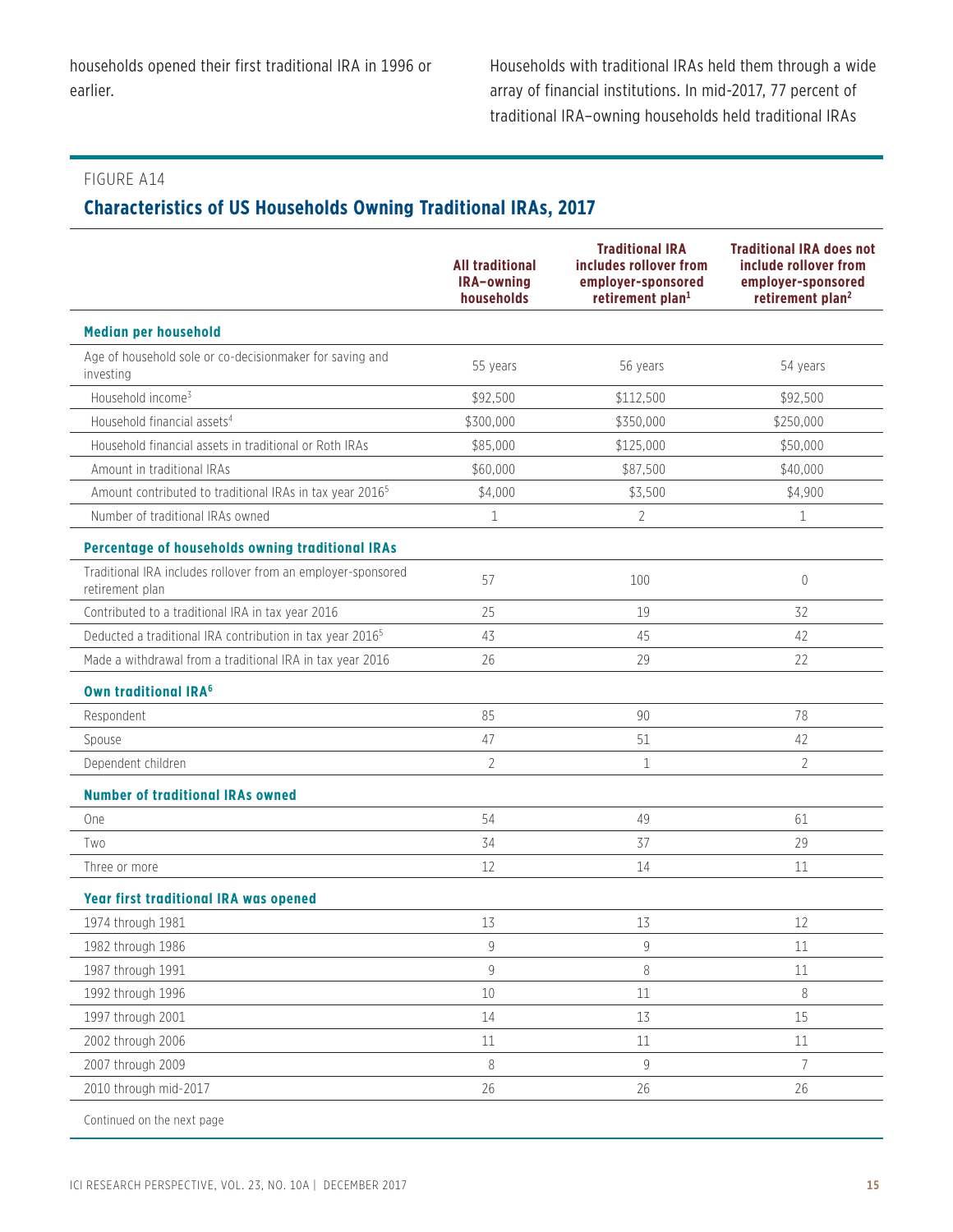households opened their first traditional IRA in 1996 or earlier.

Households with traditional IRAs held them through a wide array of financial institutions. In mid-2017, 77 percent of traditional IRA–owning households held traditional IRAs

FIGURE A14

## Characteristics of US Households Owning Traditional IRAs, 2017

| | All traditional IRA–owning households | Traditional IRA includes rollover from employer-sponsored retirement plan[1] | Traditional IRA does not include rollover from employer-sponsored retirement plan[2] |
|---|---|---|---|
| **Median per household** | | | |
| Age of household sole or co-decisionmaker for saving and investing | 55 years | 56 years | 54 years |
| Household income[3] | $92,500 | $112,500 | $92,500 |
| Household financial assets[4] | $300,000 | $350,000 | $250,000 |
| Household financial assets in traditional or Roth IRAs | $85,000 | $125,000 | $50,000 |
| Amount in traditional IRAs | $60,000 | $87,500 | $40,000 |
| Amount contributed to traditional IRAs in tax year 2016[5] | $4,000 | $3,500 | $4,900 |
| Number of traditional IRAs owned | 1 | 2 | 1 |
| **Percentage of households owning traditional IRAs** | | | |
| Traditional IRA includes rollover from an employer-sponsored retirement plan | 57 | 100 | 0 |
| Contributed to a traditional IRA in tax year 2016 | 25 | 19 | 32 |
| Deducted a traditional IRA contribution in tax year 2016[5] | 43 | 45 | 42 |
| Made a withdrawal from a traditional IRA in tax year 2016 | 26 | 29 | 22 |
| **Own traditional IRA[6]** | | | |
| Respondent | 85 | 90 | 78 |
| Spouse | 47 | 51 | 42 |
| Dependent children | 2 | 1 | 2 |
| **Number of traditional IRAs owned** | | | |
| One | 54 | 49 | 61 |
| Two | 34 | 37 | 29 |
| Three or more | 12 | 14 | 11 |
| **Year first traditional IRA was opened** | | | |
| 1974 through 1981 | 13 | 13 | 12 |
| 1982 through 1986 | 9 | 9 | 11 |
| 1987 through 1991 | 9 | 8 | 11 |
| 1992 through 1996 | 10 | 11 | 8 |
| 1997 through 2001 | 14 | 13 | 15 |
| 2002 through 2006 | 11 | 11 | 11 |
| 2007 through 2009 | 8 | 9 | 7 |
| 2010 through mid-2017 | 26 | 26 | 26 |

Continued on the next page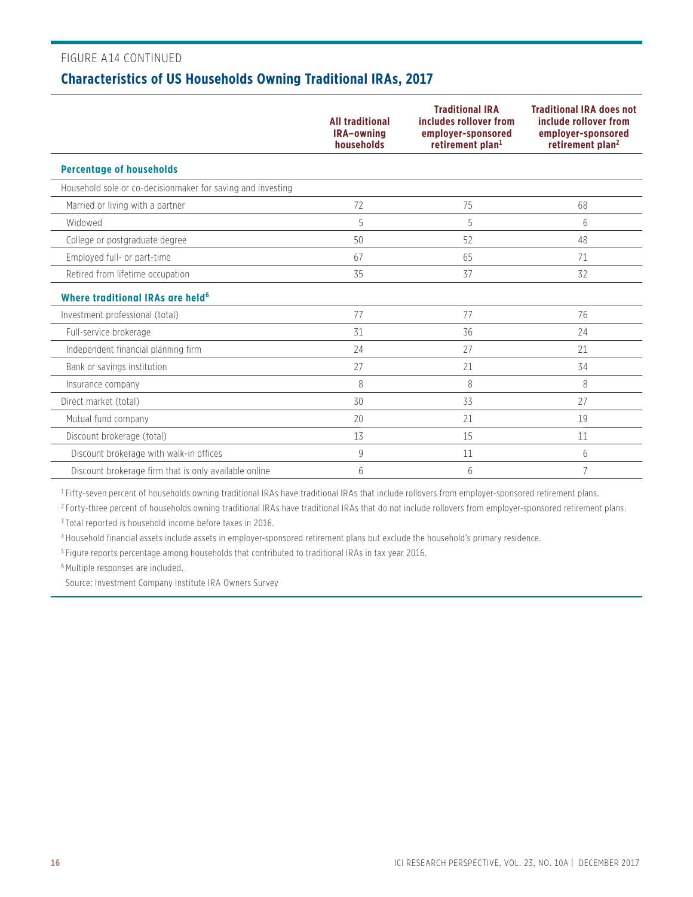FIGURE A14 CONTINUED

## Characteristics of US Households Owning Traditional IRAs, 2017

| | All traditional IRA–owning households | Traditional IRA includes rollover from employer-sponsored retirement plan[1] | Traditional IRA does not include rollover from employer-sponsored retirement plan[2] |
|---|---|---|---|
| **Percentage of households** | | | |
| Household sole or co-decisionmaker for saving and investing | | | |
| Married or living with a partner | 72 | 75 | 68 |
| Widowed | 5 | 5 | 6 |
| College or postgraduate degree | 50 | 52 | 48 |
| Employed full- or part-time | 67 | 65 | 71 |
| Retired from lifetime occupation | 35 | 37 | 32 |
| **Where traditional IRAs are held[6]** | | | |
| Investment professional (total) | 77 | 77 | 76 |
| Full-service brokerage | 31 | 36 | 24 |
| Independent financial planning firm | 24 | 27 | 21 |
| Bank or savings institution | 27 | 21 | 34 |
| Insurance company | 8 | 8 | 8 |
| Direct market (total) | 30 | 33 | 27 |
| Mutual fund company | 20 | 21 | 19 |
| Discount brokerage (total) | 13 | 15 | 11 |
| Discount brokerage with walk-in offices | 9 | 11 | 6 |
| Discount brokerage firm that is only available online | 6 | 6 | 7 |

[1] Fifty-seven percent of households owning traditional IRAs have traditional IRAs that include rollovers from employer-sponsored retirement plans.

[2] Forty-three percent of households owning traditional IRAs have traditional IRAs that do not include rollovers from employer-sponsored retirement plans.

[3] Total reported is household income before taxes in 2016.

[4] Household financial assets include assets in employer-sponsored retirement plans but exclude the household's primary residence.

[5] Figure reports percentage among households that contributed to traditional IRAs in tax year 2016.

[6] Multiple responses are included.

Source: Investment Company Institute IRA Owners Survey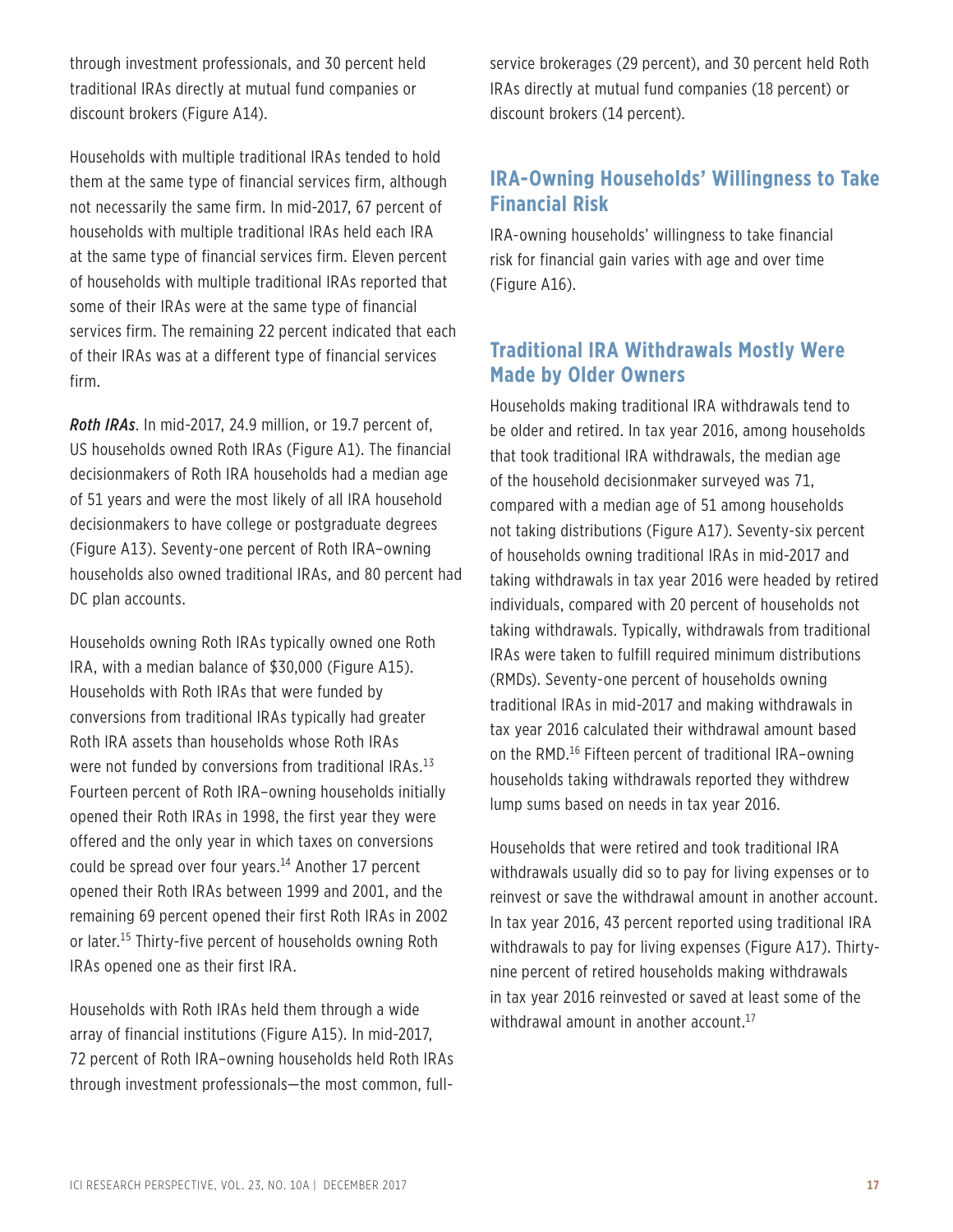through investment professionals, and 30 percent held traditional IRAs directly at mutual fund companies or discount brokers (Figure A14).

Households with multiple traditional IRAs tended to hold them at the same type of financial services firm, although not necessarily the same firm. In mid-2017, 67 percent of households with multiple traditional IRAs held each IRA at the same type of financial services firm. Eleven percent of households with multiple traditional IRAs reported that some of their IRAs were at the same type of financial services firm. The remaining 22 percent indicated that each of their IRAs was at a different type of financial services firm.

***Roth IRAs***. In mid-2017, 24.9 million, or 19.7 percent of, US households owned Roth IRAs (Figure A1). The financial decisionmakers of Roth IRA households had a median age of 51 years and were the most likely of all IRA household decisionmakers to have college or postgraduate degrees (Figure A13). Seventy-one percent of Roth IRA–owning households also owned traditional IRAs, and 80 percent had DC plan accounts.

Households owning Roth IRAs typically owned one Roth IRA, with a median balance of $30,000 (Figure A15). Households with Roth IRAs that were funded by conversions from traditional IRAs typically had greater Roth IRA assets than households whose Roth IRAs were not funded by conversions from traditional IRAs.[13] Fourteen percent of Roth IRA–owning households initially opened their Roth IRAs in 1998, the first year they were offered and the only year in which taxes on conversions could be spread over four years.[14] Another 17 percent opened their Roth IRAs between 1999 and 2001, and the remaining 69 percent opened their first Roth IRAs in 2002 or later.[15] Thirty-five percent of households owning Roth IRAs opened one as their first IRA.

Households with Roth IRAs held them through a wide array of financial institutions (Figure A15). In mid-2017, 72 percent of Roth IRA–owning households held Roth IRAs through investment professionals—the most common, full-service brokerages (29 percent), and 30 percent held Roth IRAs directly at mutual fund companies (18 percent) or discount brokers (14 percent).

## IRA-Owning Households' Willingness to Take Financial Risk

IRA-owning households' willingness to take financial risk for financial gain varies with age and over time (Figure A16).

## Traditional IRA Withdrawals Mostly Were Made by Older Owners

Households making traditional IRA withdrawals tend to be older and retired. In tax year 2016, among households that took traditional IRA withdrawals, the median age of the household decisionmaker surveyed was 71, compared with a median age of 51 among households not taking distributions (Figure A17). Seventy-six percent of households owning traditional IRAs in mid-2017 and taking withdrawals in tax year 2016 were headed by retired individuals, compared with 20 percent of households not taking withdrawals. Typically, withdrawals from traditional IRAs were taken to fulfill required minimum distributions (RMDs). Seventy-one percent of households owning traditional IRAs in mid-2017 and making withdrawals in tax year 2016 calculated their withdrawal amount based on the RMD.[16] Fifteen percent of traditional IRA–owning households taking withdrawals reported they withdrew lump sums based on needs in tax year 2016.

Households that were retired and took traditional IRA withdrawals usually did so to pay for living expenses or to reinvest or save the withdrawal amount in another account. In tax year 2016, 43 percent reported using traditional IRA withdrawals to pay for living expenses (Figure A17). Thirty-nine percent of retired households making withdrawals in tax year 2016 reinvested or saved at least some of the withdrawal amount in another account.[17]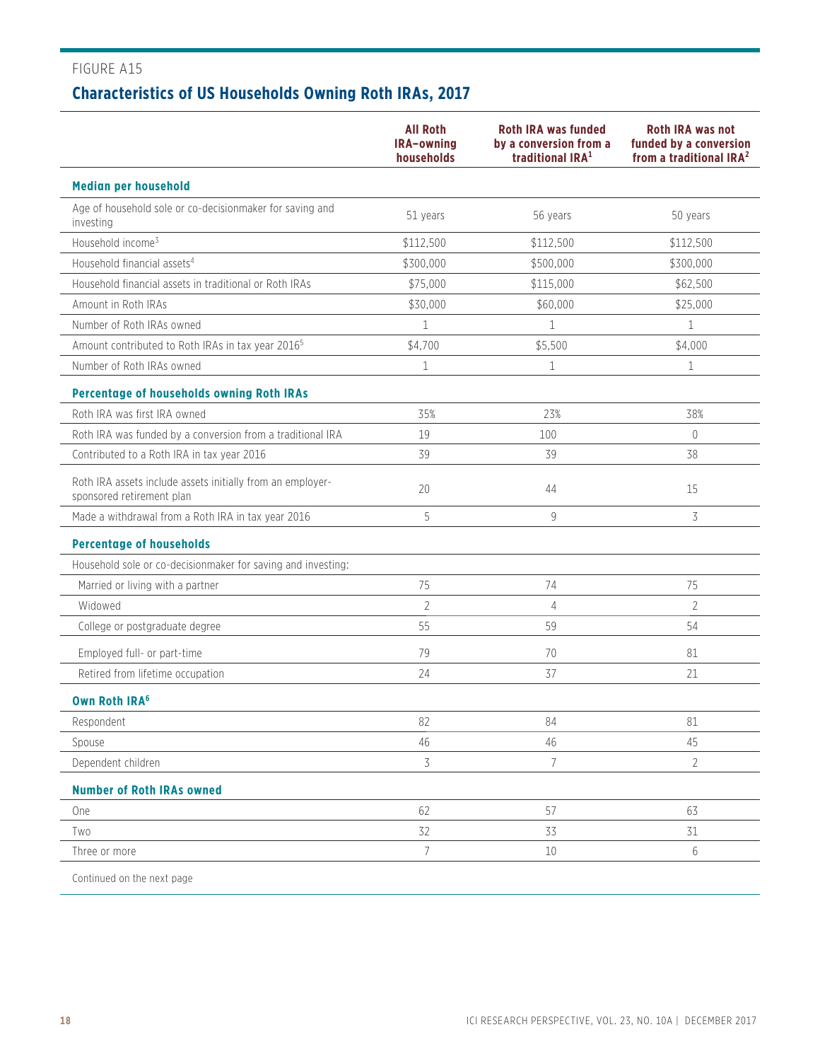FIGURE A15

## Characteristics of US Households Owning Roth IRAs, 2017

| | All Roth IRA–owning households | Roth IRA was funded by a conversion from a traditional IRA[1] | Roth IRA was not funded by a conversion from a traditional IRA[2] |
|---|---|---|---|
| **Median per household** | | | |
| Age of household sole or co-decisionmaker for saving and investing | 51 years | 56 years | 50 years |
| Household income[3] | $112,500 | $112,500 | $112,500 |
| Household financial assets[4] | $300,000 | $500,000 | $300,000 |
| Household financial assets in traditional or Roth IRAs | $75,000 | $115,000 | $62,500 |
| Amount in Roth IRAs | $30,000 | $60,000 | $25,000 |
| Number of Roth IRAs owned | 1 | 1 | 1 |
| Amount contributed to Roth IRAs in tax year 2016[5] | $4,700 | $5,500 | $4,000 |
| Number of Roth IRAs owned | 1 | 1 | 1 |
| **Percentage of households owning Roth IRAs** | | | |
| Roth IRA was first IRA owned | 35% | 23% | 38% |
| Roth IRA was funded by a conversion from a traditional IRA | 19 | 100 | 0 |
| Contributed to a Roth IRA in tax year 2016 | 39 | 39 | 38 |
| Roth IRA assets include assets initially from an employer-sponsored retirement plan | 20 | 44 | 15 |
| Made a withdrawal from a Roth IRA in tax year 2016 | 5 | 9 | 3 |
| **Percentage of households** | | | |
| Household sole or co-decisionmaker for saving and investing: | | | |
| Married or living with a partner | 75 | 74 | 75 |
| Widowed | 2 | 4 | 2 |
| College or postgraduate degree | 55 | 59 | 54 |
| Employed full- or part-time | 79 | 70 | 81 |
| Retired from lifetime occupation | 24 | 37 | 21 |
| **Own Roth IRA[6]** | | | |
| Respondent | 82 | 84 | 81 |
| Spouse | 46 | 46 | 45 |
| Dependent children | 3 | 7 | 2 |
| **Number of Roth IRAs owned** | | | |
| One | 62 | 57 | 63 |
| Two | 32 | 33 | 31 |
| Three or more | 7 | 10 | 6 |

Continued on the next page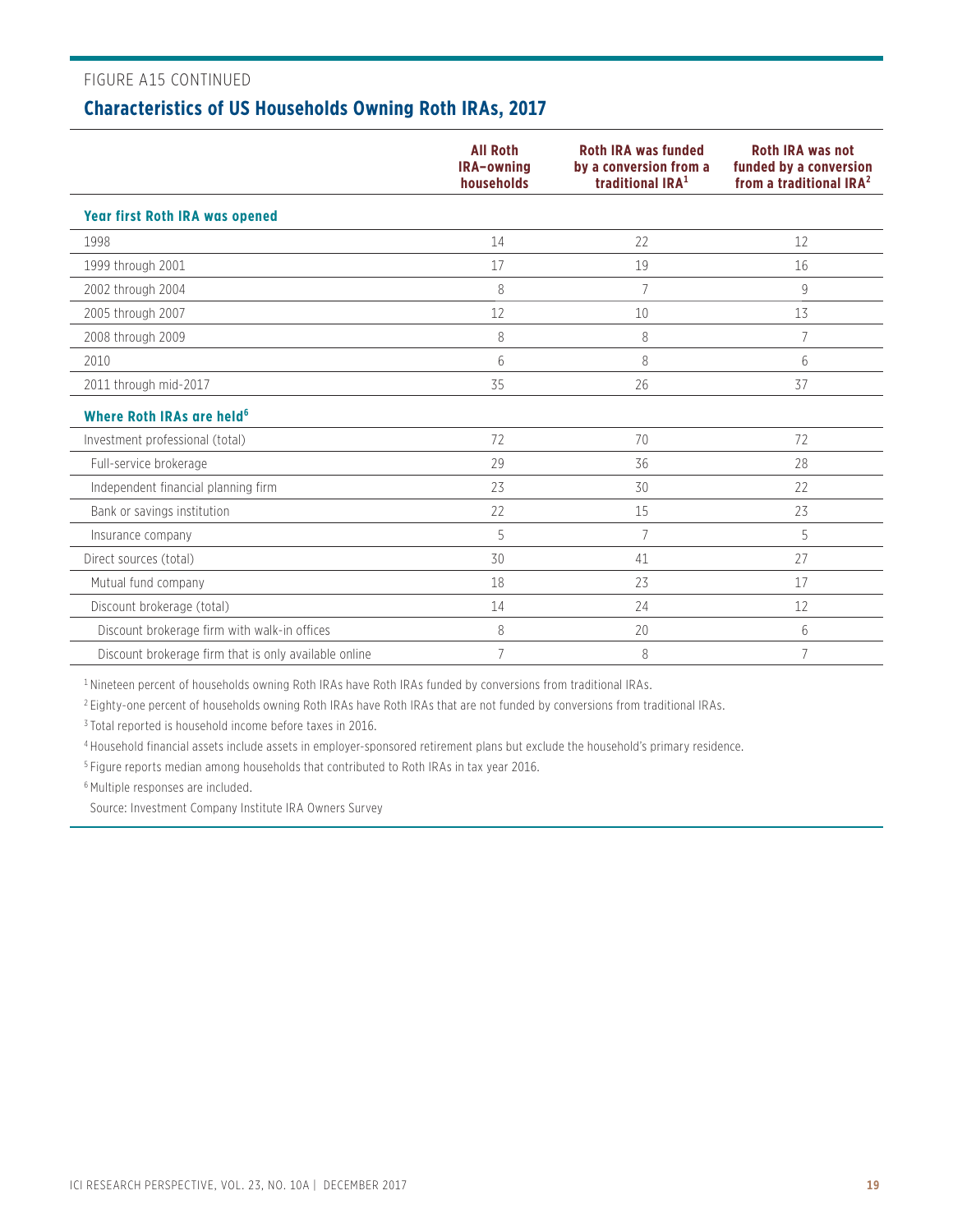FIGURE A15 CONTINUED

## Characteristics of US Households Owning Roth IRAs, 2017

| | All Roth IRA–owning households | Roth IRA was funded by a conversion from a traditional IRA[1] | Roth IRA was not funded by a conversion from a traditional IRA[2] |
|---|---|---|---|
| **Year first Roth IRA was opened** | | | |
| 1998 | 14 | 22 | 12 |
| 1999 through 2001 | 17 | 19 | 16 |
| 2002 through 2004 | 8 | 7 | 9 |
| 2005 through 2007 | 12 | 10 | 13 |
| 2008 through 2009 | 8 | 8 | 7 |
| 2010 | 6 | 8 | 6 |
| 2011 through mid-2017 | 35 | 26 | 37 |
| **Where Roth IRAs are held[6]** | | | |
| Investment professional (total) | 72 | 70 | 72 |
| Full-service brokerage | 29 | 36 | 28 |
| Independent financial planning firm | 23 | 30 | 22 |
| Bank or savings institution | 22 | 15 | 23 |
| Insurance company | 5 | 7 | 5 |
| Direct sources (total) | 30 | 41 | 27 |
| Mutual fund company | 18 | 23 | 17 |
| Discount brokerage (total) | 14 | 24 | 12 |
| Discount brokerage firm with walk-in offices | 8 | 20 | 6 |
| Discount brokerage firm that is only available online | 7 | 8 | 7 |

[1] Nineteen percent of households owning Roth IRAs have Roth IRAs funded by conversions from traditional IRAs.

[2] Eighty-one percent of households owning Roth IRAs have Roth IRAs that are not funded by conversions from traditional IRAs.

[3] Total reported is household income before taxes in 2016.

[4] Household financial assets include assets in employer-sponsored retirement plans but exclude the household's primary residence.

[5] Figure reports median among households that contributed to Roth IRAs in tax year 2016.

[6] Multiple responses are included.

Source: Investment Company Institute IRA Owners Survey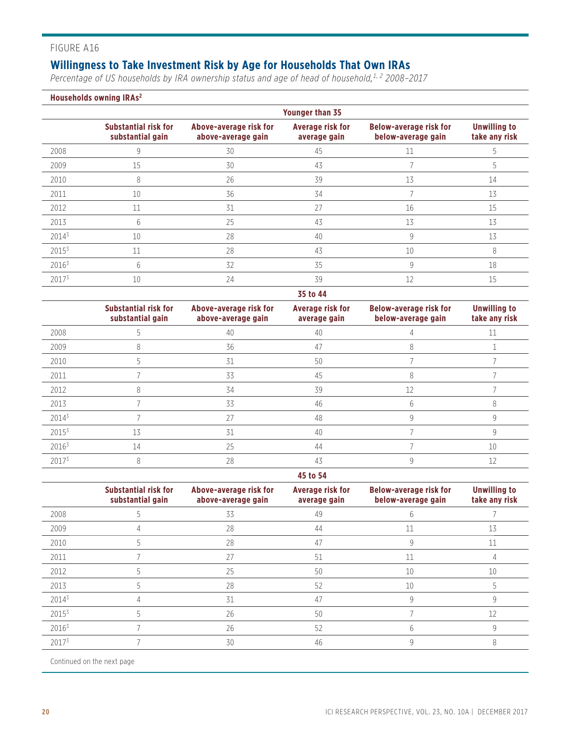FIGURE A16

## Willingness to Take Investment Risk by Age for Households That Own IRAs

*Percentage of US households by IRA ownership status and age of head of household,[1, 2] 2008–2017*

**Households owning IRAs[2]**

| | Younger than 35 | | | | |
|---|---|---|---|---|---|
| | **Substantial risk for substantial gain** | **Above-average risk for above-average gain** | **Average risk for average gain** | **Below-average risk for below-average gain** | **Unwilling to take any risk** |
| 2008 | 9 | 30 | 45 | 11 | 5 |
| 2009 | 15 | 30 | 43 | 7 | 5 |
| 2010 | 8 | 26 | 39 | 13 | 14 |
| 2011 | 10 | 36 | 34 | 7 | 13 |
| 2012 | 11 | 31 | 27 | 16 | 15 |
| 2013 | 6 | 25 | 43 | 13 | 13 |
| 2014[3] | 10 | 28 | 40 | 9 | 13 |
| 2015[3] | 11 | 28 | 43 | 10 | 8 |
| 2016[3] | 6 | 32 | 35 | 9 | 18 |
| 2017[3] | 10 | 24 | 39 | 12 | 15 |
| | **35 to 44** | | | | |
| | **Substantial risk for substantial gain** | **Above-average risk for above-average gain** | **Average risk for average gain** | **Below-average risk for below-average gain** | **Unwilling to take any risk** |
| 2008 | 5 | 40 | 40 | 4 | 11 |
| 2009 | 8 | 36 | 47 | 8 | 1 |
| 2010 | 5 | 31 | 50 | 7 | 7 |
| 2011 | 7 | 33 | 45 | 8 | 7 |
| 2012 | 8 | 34 | 39 | 12 | 7 |
| 2013 | 7 | 33 | 46 | 6 | 8 |
| 2014[3] | 7 | 27 | 48 | 9 | 9 |
| 2015[3] | 13 | 31 | 40 | 7 | 9 |
| 2016[3] | 14 | 25 | 44 | 7 | 10 |
| 2017[3] | 8 | 28 | 43 | 9 | 12 |
| | **45 to 54** | | | | |
| | **Substantial risk for substantial gain** | **Above-average risk for above-average gain** | **Average risk for average gain** | **Below-average risk for below-average gain** | **Unwilling to take any risk** |
| 2008 | 5 | 33 | 49 | 6 | 7 |
| 2009 | 4 | 28 | 44 | 11 | 13 |
| 2010 | 5 | 28 | 47 | 9 | 11 |
| 2011 | 7 | 27 | 51 | 11 | 4 |
| 2012 | 5 | 25 | 50 | 10 | 10 |
| 2013 | 5 | 28 | 52 | 10 | 5 |
| 2014[3] | 4 | 31 | 47 | 9 | 9 |
| 2015[3] | 5 | 26 | 50 | 7 | 12 |
| 2016[3] | 7 | 26 | 52 | 6 | 9 |
| 2017[3] | 7 | 30 | 46 | 9 | 8 |

Continued on the next page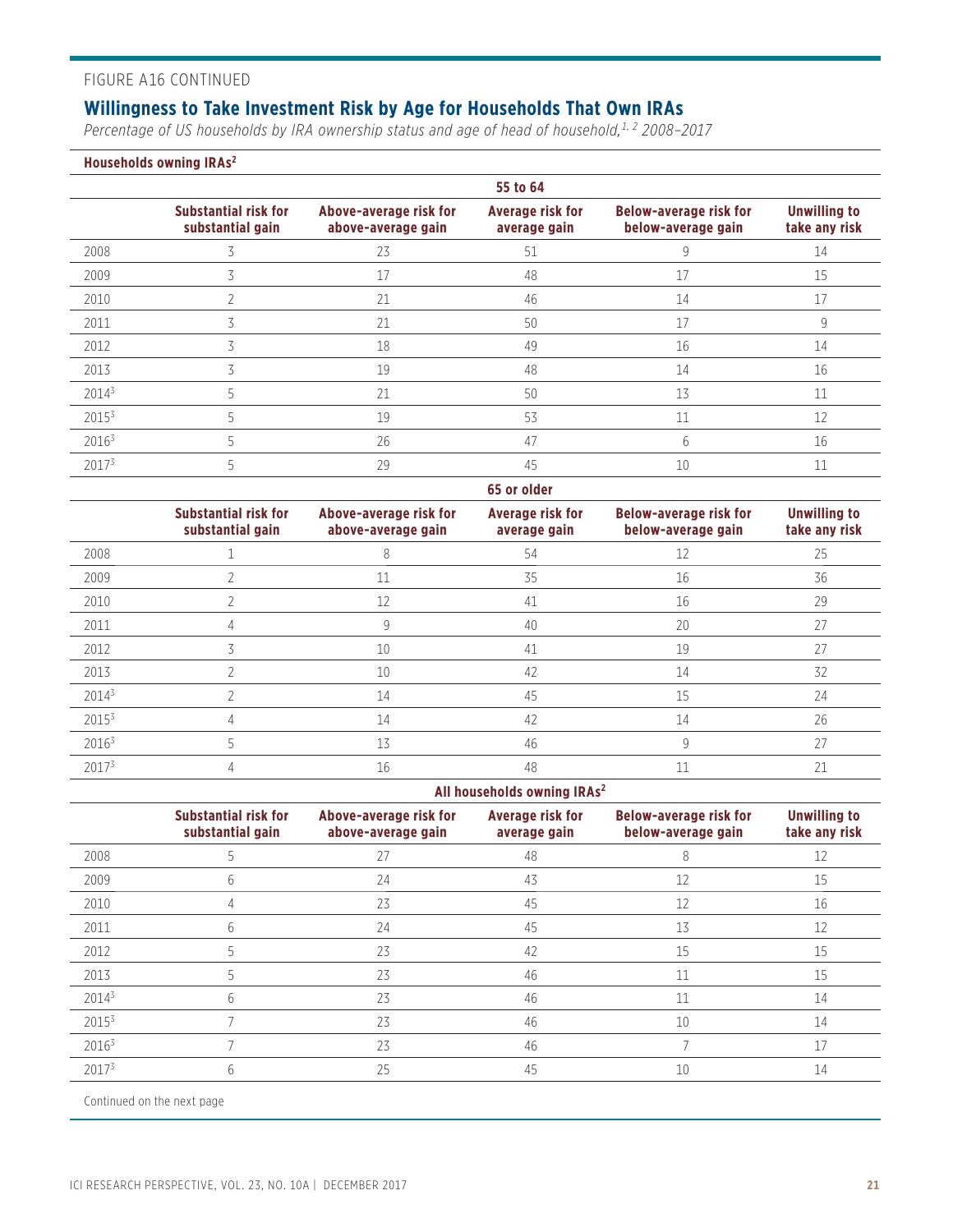FIGURE A16 CONTINUED

## Willingness to Take Investment Risk by Age for Households That Own IRAs

*Percentage of US households by IRA ownership status and age of head of household,[1, 2] 2008–2017*

**Households owning IRAs[2]**

| | Substantial risk for substantial gain | Above-average risk for above-average gain | Average risk for average gain | Below-average risk for below-average gain | Unwilling to take any risk |
|---|---|---|---|---|---|
| **55 to 64** | | | | | |
| 2008 | 3 | 23 | 51 | 9 | 14 |
| 2009 | 3 | 17 | 48 | 17 | 15 |
| 2010 | 2 | 21 | 46 | 14 | 17 |
| 2011 | 3 | 21 | 50 | 17 | 9 |
| 2012 | 3 | 18 | 49 | 16 | 14 |
| 2013 | 3 | 19 | 48 | 14 | 16 |
| 2014[3] | 5 | 21 | 50 | 13 | 11 |
| 2015[3] | 5 | 19 | 53 | 11 | 12 |
| 2016[3] | 5 | 26 | 47 | 6 | 16 |
| 2017[3] | 5 | 29 | 45 | 10 | 11 |
| **65 or older** | | | | | |
| 2008 | 1 | 8 | 54 | 12 | 25 |
| 2009 | 2 | 11 | 35 | 16 | 36 |
| 2010 | 2 | 12 | 41 | 16 | 29 |
| 2011 | 4 | 9 | 40 | 20 | 27 |
| 2012 | 3 | 10 | 41 | 19 | 27 |
| 2013 | 2 | 10 | 42 | 14 | 32 |
| 2014[3] | 2 | 14 | 45 | 15 | 24 |
| 2015[3] | 4 | 14 | 42 | 14 | 26 |
| 2016[3] | 5 | 13 | 46 | 9 | 27 |
| 2017[3] | 4 | 16 | 48 | 11 | 21 |
| **All households owning IRAs[2]** | | | | | |
| 2008 | 5 | 27 | 48 | 8 | 12 |
| 2009 | 6 | 24 | 43 | 12 | 15 |
| 2010 | 4 | 23 | 45 | 12 | 16 |
| 2011 | 6 | 24 | 45 | 13 | 12 |
| 2012 | 5 | 23 | 42 | 15 | 15 |
| 2013 | 5 | 23 | 46 | 11 | 15 |
| 2014[3] | 6 | 23 | 46 | 11 | 14 |
| 2015[3] | 7 | 23 | 46 | 10 | 14 |
| 2016[3] | 7 | 23 | 46 | 7 | 17 |
| 2017[3] | 6 | 25 | 45 | 10 | 14 |

Continued on the next page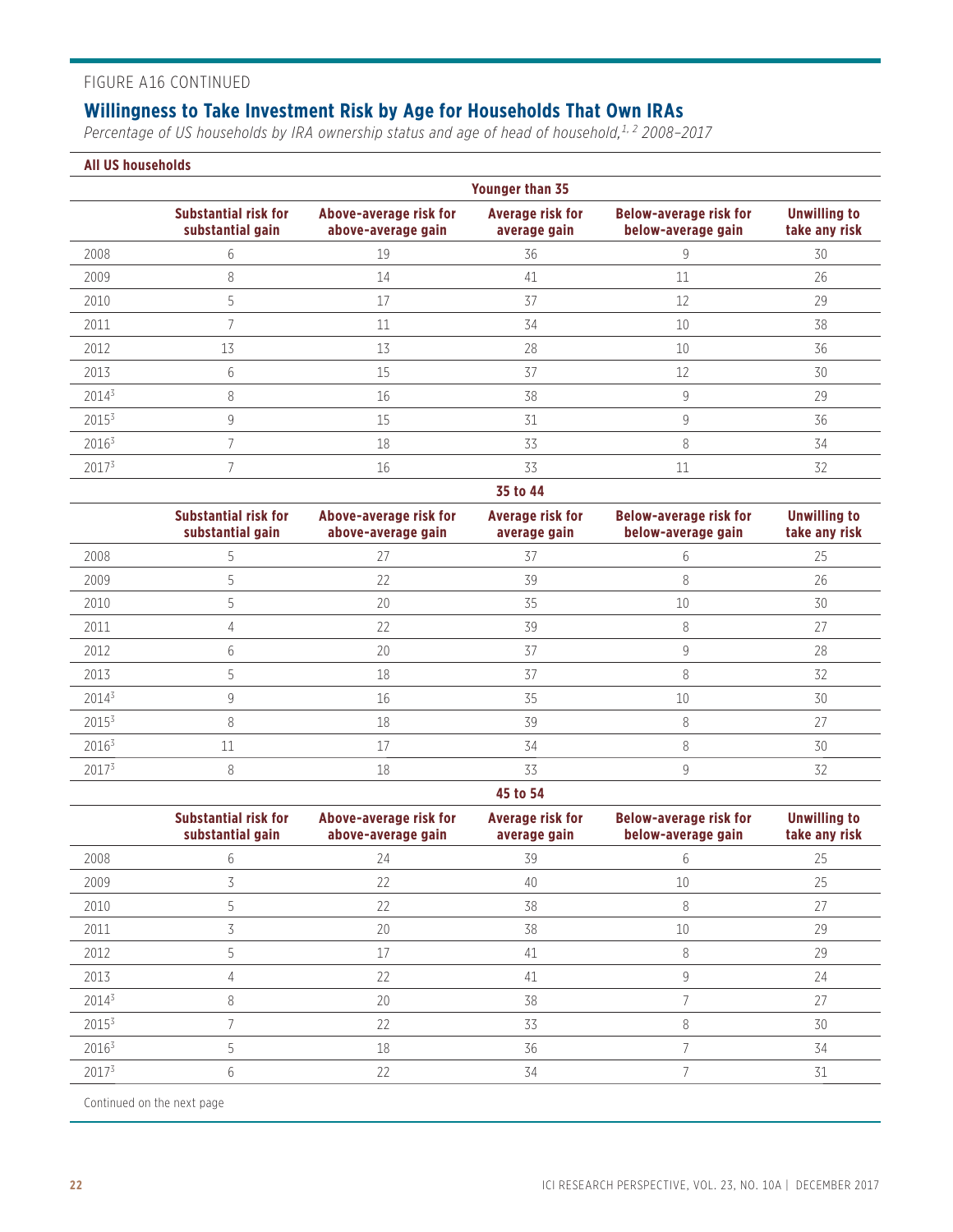FIGURE A16 CONTINUED

## Willingness to Take Investment Risk by Age for Households That Own IRAs

*Percentage of US households by IRA ownership status and age of head of household,[1, 2] 2008–2017*

**All US households**

| | Substantial risk for substantial gain | Above-average risk for above-average gain | Average risk for average gain | Below-average risk for below-average gain | Unwilling to take any risk |
|---|---|---|---|---|---|
| **Younger than 35** | | | | | |
| 2008 | 6 | 19 | 36 | 9 | 30 |
| 2009 | 8 | 14 | 41 | 11 | 26 |
| 2010 | 5 | 17 | 37 | 12 | 29 |
| 2011 | 7 | 11 | 34 | 10 | 38 |
| 2012 | 13 | 13 | 28 | 10 | 36 |
| 2013 | 6 | 15 | 37 | 12 | 30 |
| 2014[3] | 8 | 16 | 38 | 9 | 29 |
| 2015[3] | 9 | 15 | 31 | 9 | 36 |
| 2016[3] | 7 | 18 | 33 | 8 | 34 |
| 2017[3] | 7 | 16 | 33 | 11 | 32 |
| **35 to 44** | | | | | |
| 2008 | 5 | 27 | 37 | 6 | 25 |
| 2009 | 5 | 22 | 39 | 8 | 26 |
| 2010 | 5 | 20 | 35 | 10 | 30 |
| 2011 | 4 | 22 | 39 | 8 | 27 |
| 2012 | 6 | 20 | 37 | 9 | 28 |
| 2013 | 5 | 18 | 37 | 8 | 32 |
| 2014[3] | 9 | 16 | 35 | 10 | 30 |
| 2015[3] | 8 | 18 | 39 | 8 | 27 |
| 2016[3] | 11 | 17 | 34 | 8 | 30 |
| 2017[3] | 8 | 18 | 33 | 9 | 32 |
| **45 to 54** | | | | | |
| 2008 | 6 | 24 | 39 | 6 | 25 |
| 2009 | 3 | 22 | 40 | 10 | 25 |
| 2010 | 5 | 22 | 38 | 8 | 27 |
| 2011 | 3 | 20 | 38 | 10 | 29 |
| 2012 | 5 | 17 | 41 | 8 | 29 |
| 2013 | 4 | 22 | 41 | 9 | 24 |
| 2014[3] | 8 | 20 | 38 | 7 | 27 |
| 2015[3] | 7 | 22 | 33 | 8 | 30 |
| 2016[3] | 5 | 18 | 36 | 7 | 34 |
| 2017[3] | 6 | 22 | 34 | 7 | 31 |

Continued on the next page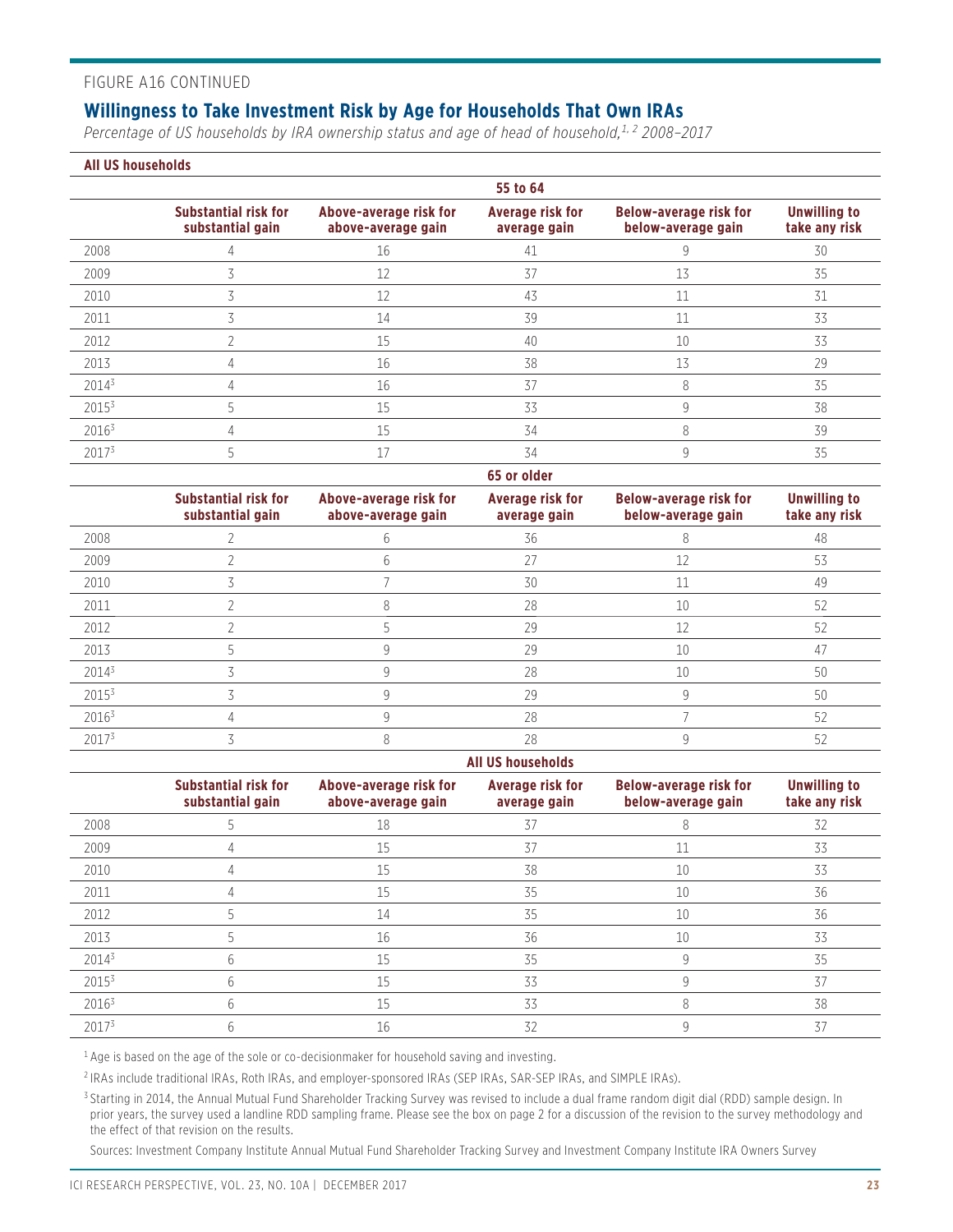FIGURE A16 CONTINUED

## Willingness to Take Investment Risk by Age for Households That Own IRAs

*Percentage of US households by IRA ownership status and age of head of household,[1, 2] 2008–2017*

**All US households**

| | 55 to 64 | | | | |
|---|---|---|---|---|---|
| | **Substantial risk for substantial gain** | **Above-average risk for above-average gain** | **Average risk for average gain** | **Below-average risk for below-average gain** | **Unwilling to take any risk** |
| 2008 | 4 | 16 | 41 | 9 | 30 |
| 2009 | 3 | 12 | 37 | 13 | 35 |
| 2010 | 3 | 12 | 43 | 11 | 31 |
| 2011 | 3 | 14 | 39 | 11 | 33 |
| 2012 | 2 | 15 | 40 | 10 | 33 |
| 2013 | 4 | 16 | 38 | 13 | 29 |
| 2014[3] | 4 | 16 | 37 | 8 | 35 |
| 2015[3] | 5 | 15 | 33 | 9 | 38 |
| 2016[3] | 4 | 15 | 34 | 8 | 39 |
| 2017[3] | 5 | 17 | 34 | 9 | 35 |

| | 65 or older | | | | |
|---|---|---|---|---|---|
| | **Substantial risk for substantial gain** | **Above-average risk for above-average gain** | **Average risk for average gain** | **Below-average risk for below-average gain** | **Unwilling to take any risk** |
| 2008 | 2 | 6 | 36 | 8 | 48 |
| 2009 | 2 | 6 | 27 | 12 | 53 |
| 2010 | 3 | 7 | 30 | 11 | 49 |
| 2011 | 2 | 8 | 28 | 10 | 52 |
| 2012 | 2 | 5 | 29 | 12 | 52 |
| 2013 | 5 | 9 | 29 | 10 | 47 |
| 2014[3] | 3 | 9 | 28 | 10 | 50 |
| 2015[3] | 3 | 9 | 29 | 9 | 50 |
| 2016[3] | 4 | 9 | 28 | 7 | 52 |
| 2017[3] | 3 | 8 | 28 | 9 | 52 |

| | All US households | | | | |
|---|---|---|---|---|---|
| | **Substantial risk for substantial gain** | **Above-average risk for above-average gain** | **Average risk for average gain** | **Below-average risk for below-average gain** | **Unwilling to take any risk** |
| 2008 | 5 | 18 | 37 | 8 | 32 |
| 2009 | 4 | 15 | 37 | 11 | 33 |
| 2010 | 4 | 15 | 38 | 10 | 33 |
| 2011 | 4 | 15 | 35 | 10 | 36 |
| 2012 | 5 | 14 | 35 | 10 | 36 |
| 2013 | 5 | 16 | 36 | 10 | 33 |
| 2014[3] | 6 | 15 | 35 | 9 | 35 |
| 2015[3] | 6 | 15 | 33 | 9 | 37 |
| 2016[3] | 6 | 15 | 33 | 8 | 38 |
| 2017[3] | 6 | 16 | 32 | 9 | 37 |

[1] Age is based on the age of the sole or co-decisionmaker for household saving and investing.

[2] IRAs include traditional IRAs, Roth IRAs, and employer-sponsored IRAs (SEP IRAs, SAR-SEP IRAs, and SIMPLE IRAs).

[3] Starting in 2014, the Annual Mutual Fund Shareholder Tracking Survey was revised to include a dual frame random digit dial (RDD) sample design. In prior years, the survey used a landline RDD sampling frame. Please see the box on page 2 for a discussion of the revision to the survey methodology and the effect of that revision on the results.

Sources: Investment Company Institute Annual Mutual Fund Shareholder Tracking Survey and Investment Company Institute IRA Owners Survey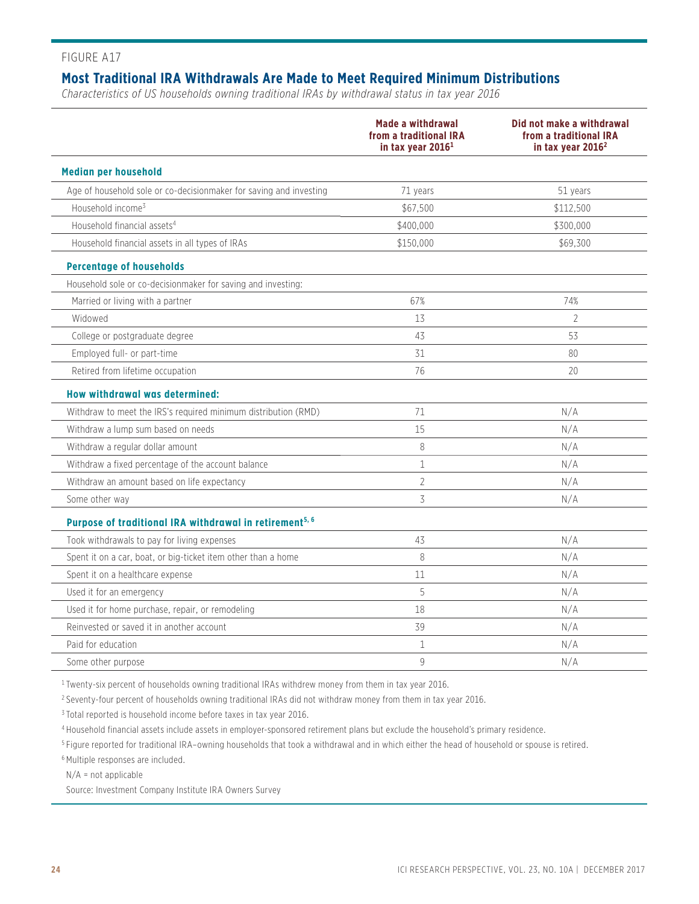FIGURE A17

## Most Traditional IRA Withdrawals Are Made to Meet Required Minimum Distributions

*Characteristics of US households owning traditional IRAs by withdrawal status in tax year 2016*

| | Made a withdrawal from a traditional IRA in tax year 2016[1] | Did not make a withdrawal from a traditional IRA in tax year 2016[2] |
|---|---|---|
| **Median per household** | | |
| Age of household sole or co-decisionmaker for saving and investing | 71 years | 51 years |
| Household income[3] | $67,500 | $112,500 |
| Household financial assets[4] | $400,000 | $300,000 |
| Household financial assets in all types of IRAs | $150,000 | $69,300 |
| **Percentage of households** | | |
| Household sole or co-decisionmaker for saving and investing: | | |
| Married or living with a partner | 67% | 74% |
| Widowed | 13 | 2 |
| College or postgraduate degree | 43 | 53 |
| Employed full- or part-time | 31 | 80 |
| Retired from lifetime occupation | 76 | 20 |
| **How withdrawal was determined:** | | |
| Withdraw to meet the IRS's required minimum distribution (RMD) | 71 | N/A |
| Withdraw a lump sum based on needs | 15 | N/A |
| Withdraw a regular dollar amount | 8 | N/A |
| Withdraw a fixed percentage of the account balance | 1 | N/A |
| Withdraw an amount based on life expectancy | 2 | N/A |
| Some other way | 3 | N/A |
| **Purpose of traditional IRA withdrawal in retirement[5, 6]** | | |
| Took withdrawals to pay for living expenses | 43 | N/A |
| Spent it on a car, boat, or big-ticket item other than a home | 8 | N/A |
| Spent it on a healthcare expense | 11 | N/A |
| Used it for an emergency | 5 | N/A |
| Used it for home purchase, repair, or remodeling | 18 | N/A |
| Reinvested or saved it in another account | 39 | N/A |
| Paid for education | 1 | N/A |
| Some other purpose | 9 | N/A |

[1] Twenty-six percent of households owning traditional IRAs withdrew money from them in tax year 2016.

[2] Seventy-four percent of households owning traditional IRAs did not withdraw money from them in tax year 2016.

[3] Total reported is household income before taxes in tax year 2016.

[4] Household financial assets include assets in employer-sponsored retirement plans but exclude the household's primary residence.

[5] Figure reported for traditional IRA–owning households that took a withdrawal and in which either the head of household or spouse is retired.

[6] Multiple responses are included.

N/A = not applicable

Source: Investment Company Institute IRA Owners Survey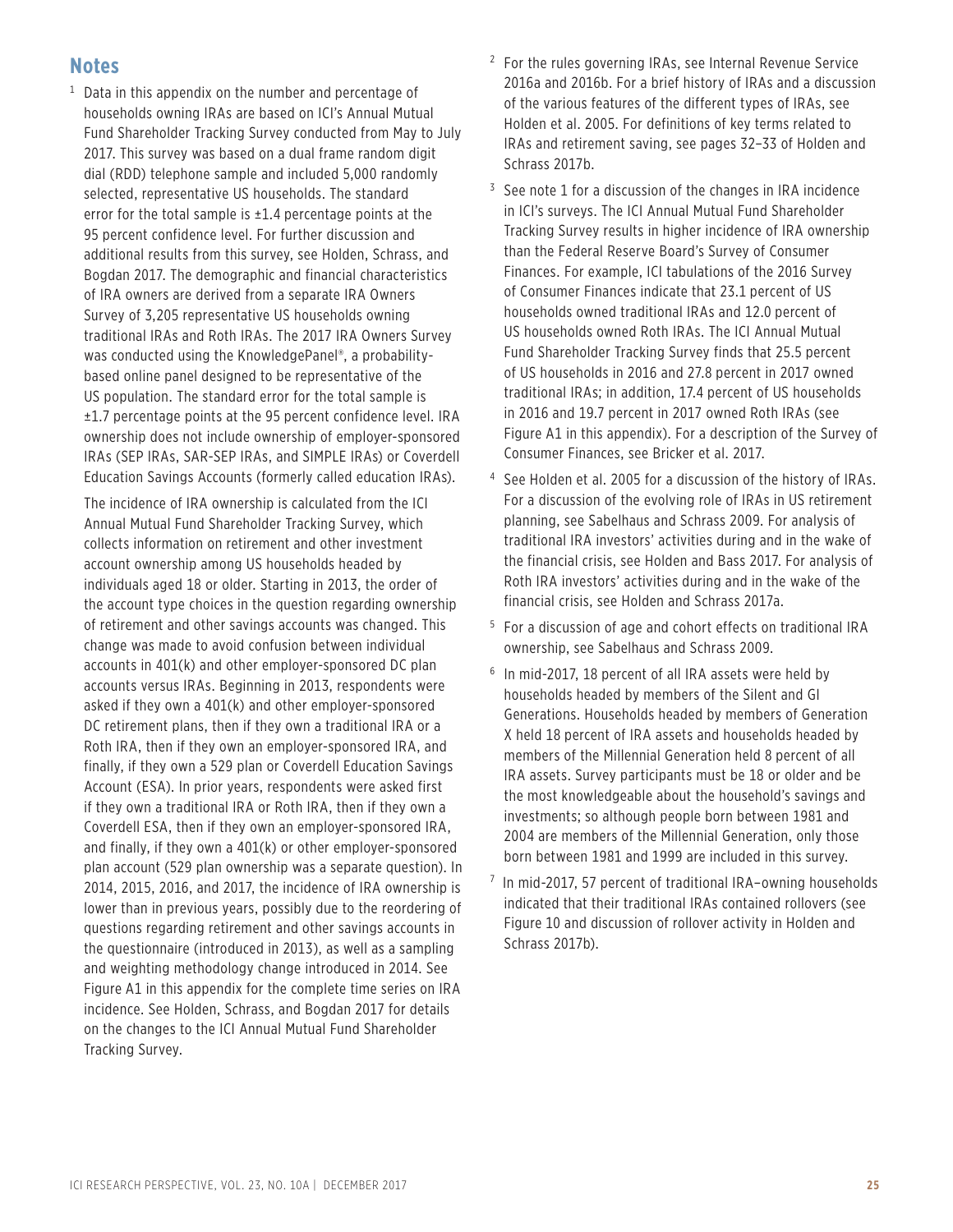## Notes

[1] Data in this appendix on the number and percentage of households owning IRAs are based on ICI's Annual Mutual Fund Shareholder Tracking Survey conducted from May to July 2017. This survey was based on a dual frame random digit dial (RDD) telephone sample and included 5,000 randomly selected, representative US households. The standard error for the total sample is ±1.4 percentage points at the 95 percent confidence level. For further discussion and additional results from this survey, see Holden, Schrass, and Bogdan 2017. The demographic and financial characteristics of IRA owners are derived from a separate IRA Owners Survey of 3,205 representative US households owning traditional IRAs and Roth IRAs. The 2017 IRA Owners Survey was conducted using the KnowledgePanel®, a probability-based online panel designed to be representative of the US population. The standard error for the total sample is ±1.7 percentage points at the 95 percent confidence level. IRA ownership does not include ownership of employer-sponsored IRAs (SEP IRAs, SAR-SEP IRAs, and SIMPLE IRAs) or Coverdell Education Savings Accounts (formerly called education IRAs).

The incidence of IRA ownership is calculated from the ICI Annual Mutual Fund Shareholder Tracking Survey, which collects information on retirement and other investment account ownership among US households headed by individuals aged 18 or older. Starting in 2013, the order of the account type choices in the question regarding ownership of retirement and other savings accounts was changed. This change was made to avoid confusion between individual accounts in 401(k) and other employer-sponsored DC plan accounts versus IRAs. Beginning in 2013, respondents were asked if they own a 401(k) and other employer-sponsored DC retirement plans, then if they own a traditional IRA or a Roth IRA, then if they own an employer-sponsored IRA, and finally, if they own a 529 plan or Coverdell Education Savings Account (ESA). In prior years, respondents were asked first if they own a traditional IRA or Roth IRA, then if they own a Coverdell ESA, then if they own an employer-sponsored IRA, and finally, if they own a 401(k) or other employer-sponsored plan account (529 plan ownership was a separate question). In 2014, 2015, 2016, and 2017, the incidence of IRA ownership is lower than in previous years, possibly due to the reordering of questions regarding retirement and other savings accounts in the questionnaire (introduced in 2013), as well as a sampling and weighting methodology change introduced in 2014. See Figure A1 in this appendix for the complete time series on IRA incidence. See Holden, Schrass, and Bogdan 2017 for details on the changes to the ICI Annual Mutual Fund Shareholder Tracking Survey.

[2] For the rules governing IRAs, see Internal Revenue Service 2016a and 2016b. For a brief history of IRAs and a discussion of the various features of the different types of IRAs, see Holden et al. 2005. For definitions of key terms related to IRAs and retirement saving, see pages 32–33 of Holden and Schrass 2017b.

[3] See note 1 for a discussion of the changes in IRA incidence in ICI's surveys. The ICI Annual Mutual Fund Shareholder Tracking Survey results in higher incidence of IRA ownership than the Federal Reserve Board's Survey of Consumer Finances. For example, ICI tabulations of the 2016 Survey of Consumer Finances indicate that 23.1 percent of US households owned traditional IRAs and 12.0 percent of US households owned Roth IRAs. The ICI Annual Mutual Fund Shareholder Tracking Survey finds that 25.5 percent of US households in 2016 and 27.8 percent in 2017 owned traditional IRAs; in addition, 17.4 percent of US households in 2016 and 19.7 percent in 2017 owned Roth IRAs (see Figure A1 in this appendix). For a description of the Survey of Consumer Finances, see Bricker et al. 2017.

[4] See Holden et al. 2005 for a discussion of the history of IRAs. For a discussion of the evolving role of IRAs in US retirement planning, see Sabelhaus and Schrass 2009. For analysis of traditional IRA investors' activities during and in the wake of the financial crisis, see Holden and Bass 2017. For analysis of Roth IRA investors' activities during and in the wake of the financial crisis, see Holden and Schrass 2017a.

[5] For a discussion of age and cohort effects on traditional IRA ownership, see Sabelhaus and Schrass 2009.

[6] In mid-2017, 18 percent of all IRA assets were held by households headed by members of the Silent and GI Generations. Households headed by members of Generation X held 18 percent of IRA assets and households headed by members of the Millennial Generation held 8 percent of all IRA assets. Survey participants must be 18 or older and be the most knowledgeable about the household's savings and investments; so although people born between 1981 and 2004 are members of the Millennial Generation, only those born between 1981 and 1999 are included in this survey.

[7] In mid-2017, 57 percent of traditional IRA–owning households indicated that their traditional IRAs contained rollovers (see Figure 10 and discussion of rollover activity in Holden and Schrass 2017b).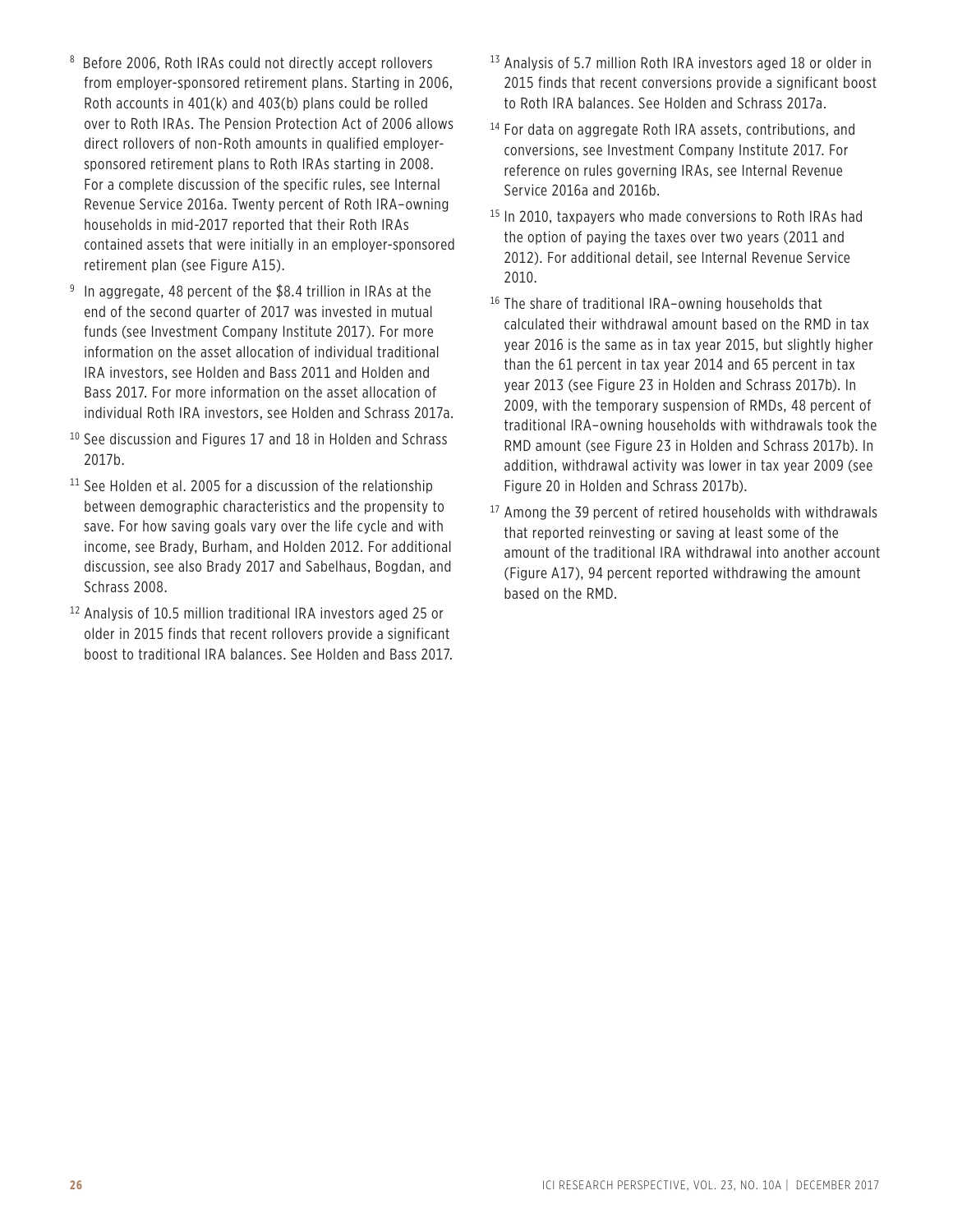[8] Before 2006, Roth IRAs could not directly accept rollovers from employer-sponsored retirement plans. Starting in 2006, Roth accounts in 401(k) and 403(b) plans could be rolled over to Roth IRAs. The Pension Protection Act of 2006 allows direct rollovers of non-Roth amounts in qualified employer-sponsored retirement plans to Roth IRAs starting in 2008. For a complete discussion of the specific rules, see Internal Revenue Service 2016a. Twenty percent of Roth IRA–owning households in mid-2017 reported that their Roth IRAs contained assets that were initially in an employer-sponsored retirement plan (see Figure A15).

[9] In aggregate, 48 percent of the $8.4 trillion in IRAs at the end of the second quarter of 2017 was invested in mutual funds (see Investment Company Institute 2017). For more information on the asset allocation of individual traditional IRA investors, see Holden and Bass 2011 and Holden and Bass 2017. For more information on the asset allocation of individual Roth IRA investors, see Holden and Schrass 2017a.

[10] See discussion and Figures 17 and 18 in Holden and Schrass 2017b.

[11] See Holden et al. 2005 for a discussion of the relationship between demographic characteristics and the propensity to save. For how saving goals vary over the life cycle and with income, see Brady, Burham, and Holden 2012. For additional discussion, see also Brady 2017 and Sabelhaus, Bogdan, and Schrass 2008.

[12] Analysis of 10.5 million traditional IRA investors aged 25 or older in 2015 finds that recent rollovers provide a significant boost to traditional IRA balances. See Holden and Bass 2017.

[13] Analysis of 5.7 million Roth IRA investors aged 18 or older in 2015 finds that recent conversions provide a significant boost to Roth IRA balances. See Holden and Schrass 2017a.

[14] For data on aggregate Roth IRA assets, contributions, and conversions, see Investment Company Institute 2017. For reference on rules governing IRAs, see Internal Revenue Service 2016a and 2016b.

[15] In 2010, taxpayers who made conversions to Roth IRAs had the option of paying the taxes over two years (2011 and 2012). For additional detail, see Internal Revenue Service 2010.

[16] The share of traditional IRA–owning households that calculated their withdrawal amount based on the RMD in tax year 2016 is the same as in tax year 2015, but slightly higher than the 61 percent in tax year 2014 and 65 percent in tax year 2013 (see Figure 23 in Holden and Schrass 2017b). In 2009, with the temporary suspension of RMDs, 48 percent of traditional IRA–owning households with withdrawals took the RMD amount (see Figure 23 in Holden and Schrass 2017b). In addition, withdrawal activity was lower in tax year 2009 (see Figure 20 in Holden and Schrass 2017b).

[17] Among the 39 percent of retired households with withdrawals that reported reinvesting or saving at least some of the amount of the traditional IRA withdrawal into another account (Figure A17), 94 percent reported withdrawing the amount based on the RMD.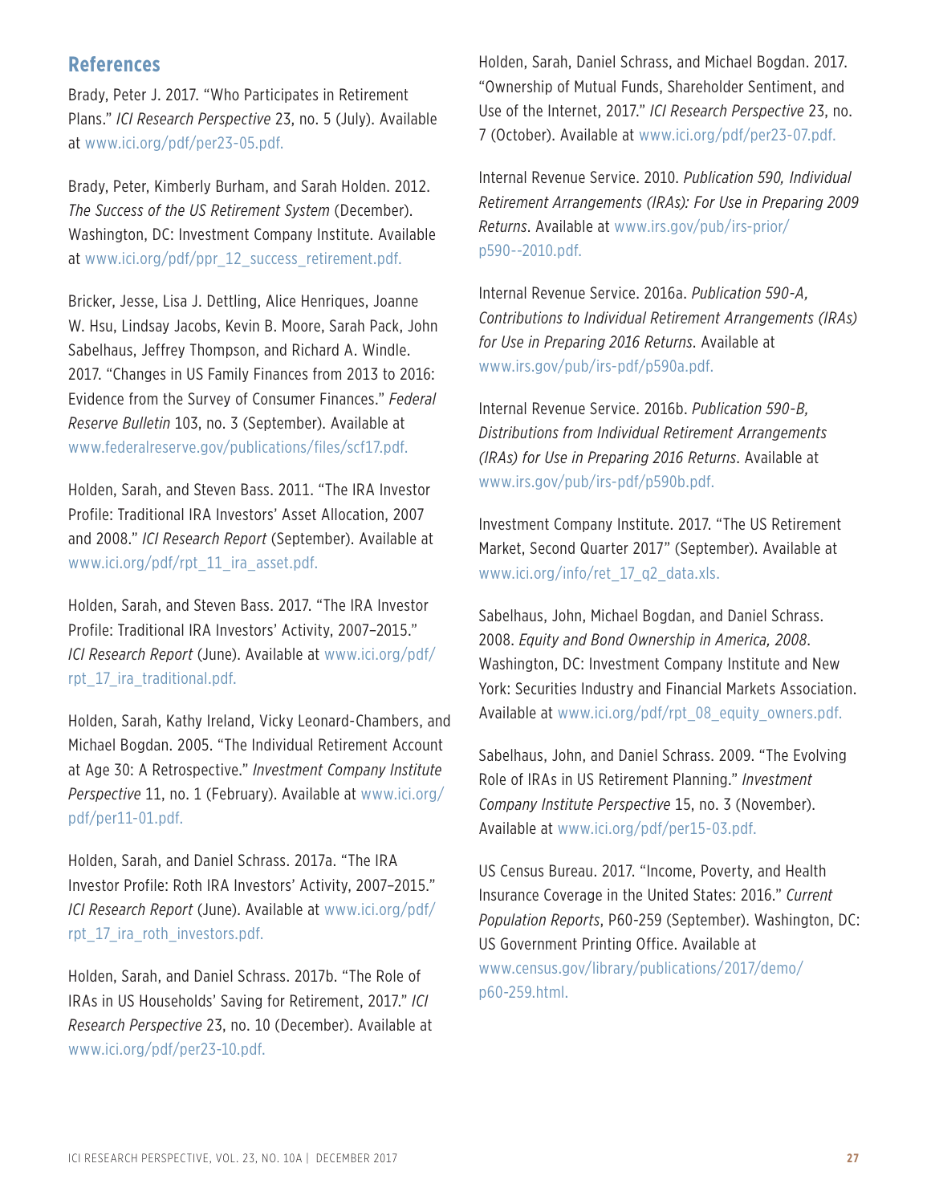## References

Brady, Peter J. 2017. "Who Participates in Retirement Plans." *ICI Research Perspective* 23, no. 5 (July). Available at www.ici.org/pdf/per23-05.pdf.

Brady, Peter, Kimberly Burham, and Sarah Holden. 2012. *The Success of the US Retirement System* (December). Washington, DC: Investment Company Institute. Available at www.ici.org/pdf/ppr_12_success_retirement.pdf.

Bricker, Jesse, Lisa J. Dettling, Alice Henriques, Joanne W. Hsu, Lindsay Jacobs, Kevin B. Moore, Sarah Pack, John Sabelhaus, Jeffrey Thompson, and Richard A. Windle. 2017. "Changes in US Family Finances from 2013 to 2016: Evidence from the Survey of Consumer Finances." *Federal Reserve Bulletin* 103, no. 3 (September). Available at www.federalreserve.gov/publications/files/scf17.pdf.

Holden, Sarah, and Steven Bass. 2011. "The IRA Investor Profile: Traditional IRA Investors' Asset Allocation, 2007 and 2008." *ICI Research Report* (September). Available at www.ici.org/pdf/rpt_11_ira_asset.pdf.

Holden, Sarah, and Steven Bass. 2017. "The IRA Investor Profile: Traditional IRA Investors' Activity, 2007–2015." *ICI Research Report* (June). Available at www.ici.org/pdf/rpt_17_ira_traditional.pdf.

Holden, Sarah, Kathy Ireland, Vicky Leonard-Chambers, and Michael Bogdan. 2005. "The Individual Retirement Account at Age 30: A Retrospective." *Investment Company Institute Perspective* 11, no. 1 (February). Available at www.ici.org/pdf/per11-01.pdf.

Holden, Sarah, and Daniel Schrass. 2017a. "The IRA Investor Profile: Roth IRA Investors' Activity, 2007–2015." *ICI Research Report* (June). Available at www.ici.org/pdf/rpt_17_ira_roth_investors.pdf.

Holden, Sarah, and Daniel Schrass. 2017b. "The Role of IRAs in US Households' Saving for Retirement, 2017." *ICI Research Perspective* 23, no. 10 (December). Available at www.ici.org/pdf/per23-10.pdf.

Holden, Sarah, Daniel Schrass, and Michael Bogdan. 2017. "Ownership of Mutual Funds, Shareholder Sentiment, and Use of the Internet, 2017." *ICI Research Perspective* 23, no. 7 (October). Available at www.ici.org/pdf/per23-07.pdf.

Internal Revenue Service. 2010. *Publication 590, Individual Retirement Arrangements (IRAs): For Use in Preparing 2009 Returns*. Available at www.irs.gov/pub/irs-prior/p590--2010.pdf.

Internal Revenue Service. 2016a. *Publication 590-A, Contributions to Individual Retirement Arrangements (IRAs) for Use in Preparing 2016 Returns*. Available at www.irs.gov/pub/irs-pdf/p590a.pdf.

Internal Revenue Service. 2016b. *Publication 590-B, Distributions from Individual Retirement Arrangements (IRAs) for Use in Preparing 2016 Returns*. Available at www.irs.gov/pub/irs-pdf/p590b.pdf.

Investment Company Institute. 2017. "The US Retirement Market, Second Quarter 2017" (September). Available at www.ici.org/info/ret_17_q2_data.xls.

Sabelhaus, John, Michael Bogdan, and Daniel Schrass. 2008. *Equity and Bond Ownership in America, 2008*. Washington, DC: Investment Company Institute and New York: Securities Industry and Financial Markets Association. Available at www.ici.org/pdf/rpt_08_equity_owners.pdf.

Sabelhaus, John, and Daniel Schrass. 2009. "The Evolving Role of IRAs in US Retirement Planning." *Investment Company Institute Perspective* 15, no. 3 (November). Available at www.ici.org/pdf/per15-03.pdf.

US Census Bureau. 2017. "Income, Poverty, and Health Insurance Coverage in the United States: 2016." *Current Population Reports*, P60-259 (September). Washington, DC: US Government Printing Office. Available at www.census.gov/library/publications/2017/demo/p60-259.html.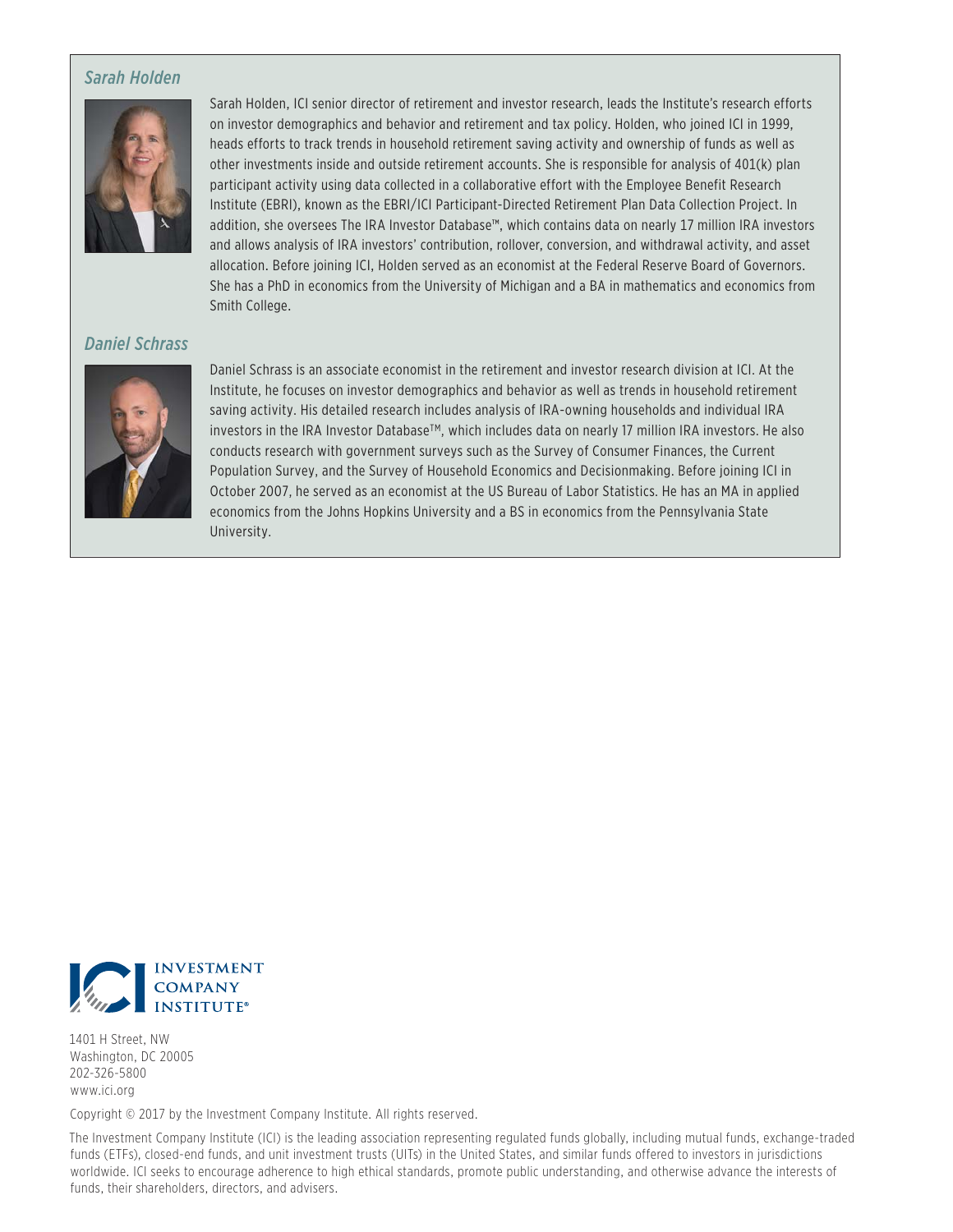### *Sarah Holden*

Sarah Holden, ICI senior director of retirement and investor research, leads the Institute's research efforts on investor demographics and behavior and retirement and tax policy. Holden, who joined ICI in 1999, heads efforts to track trends in household retirement saving activity and ownership of funds as well as other investments inside and outside retirement accounts. She is responsible for analysis of 401(k) plan participant activity using data collected in a collaborative effort with the Employee Benefit Research Institute (EBRI), known as the EBRI/ICI Participant-Directed Retirement Plan Data Collection Project. In addition, she oversees The IRA Investor Database™, which contains data on nearly 17 million IRA investors and allows analysis of IRA investors' contribution, rollover, conversion, and withdrawal activity, and asset allocation. Before joining ICI, Holden served as an economist at the Federal Reserve Board of Governors. She has a PhD in economics from the University of Michigan and a BA in mathematics and economics from Smith College.

### *Daniel Schrass*

Daniel Schrass is an associate economist in the retirement and investor research division at ICI. At the Institute, he focuses on investor demographics and behavior as well as trends in household retirement saving activity. His detailed research includes analysis of IRA-owning households and individual IRA investors in the IRA Investor Database™, which includes data on nearly 17 million IRA investors. He also conducts research with government surveys such as the Survey of Consumer Finances, the Current Population Survey, and the Survey of Household Economics and Decisionmaking. Before joining ICI in October 2007, he served as an economist at the US Bureau of Labor Statistics. He has an MA in applied economics from the Johns Hopkins University and a BS in economics from the Pennsylvania State University.

INVESTMENT COMPANY INSTITUTE®

1401 H Street, NW
Washington, DC 20005
202-326-5800
www.ici.org

Copyright © 2017 by the Investment Company Institute. All rights reserved.

The Investment Company Institute (ICI) is the leading association representing regulated funds globally, including mutual funds, exchange-traded funds (ETFs), closed-end funds, and unit investment trusts (UITs) in the United States, and similar funds offered to investors in jurisdictions worldwide. ICI seeks to encourage adherence to high ethical standards, promote public understanding, and otherwise advance the interests of funds, their shareholders, directors, and advisers.